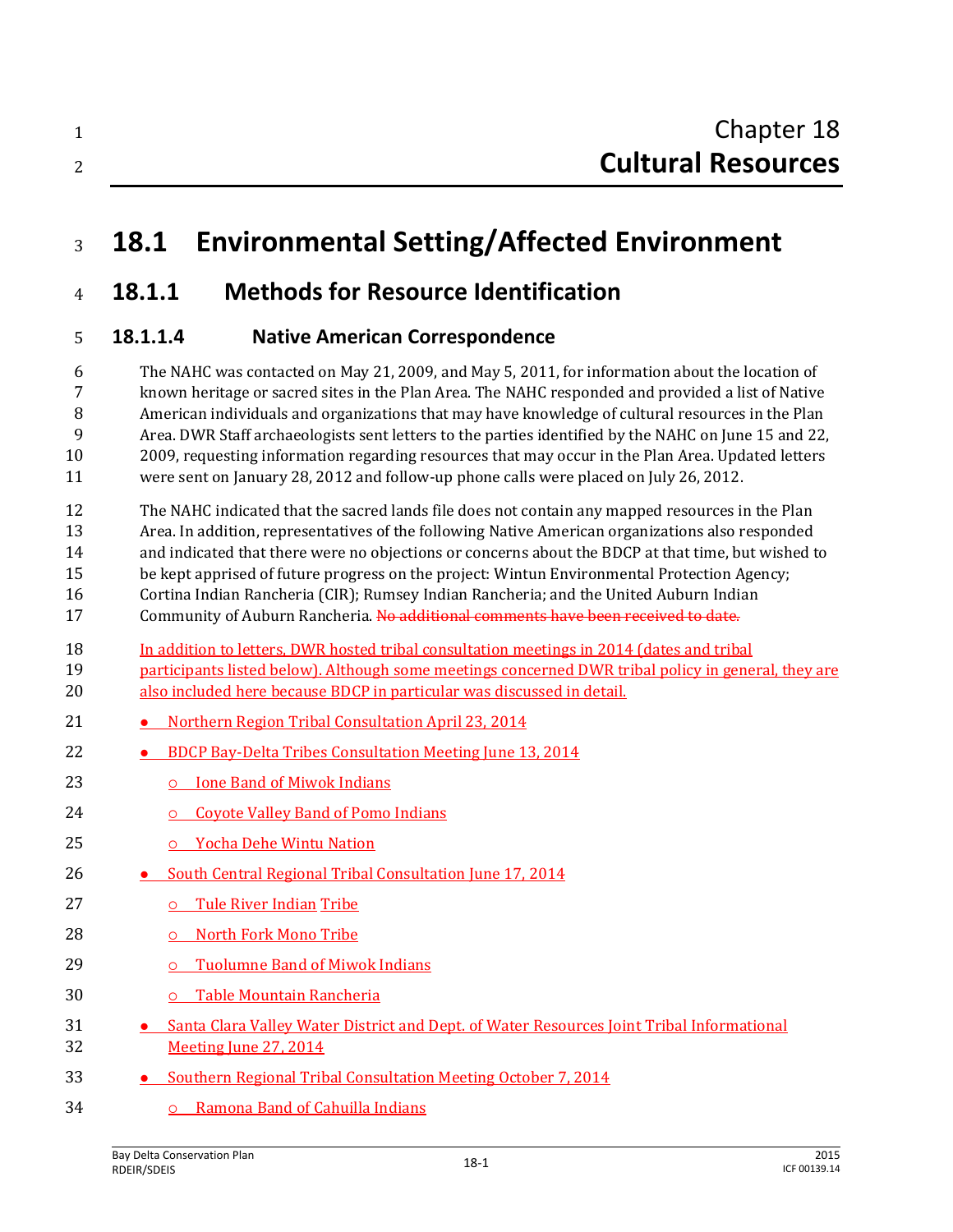# Chapter 18
# Cultural Resources

# 18.1 Environmental Setting/Affected Environment

## 18.1.1 Methods for Resource Identification

### 18.1.1.4 Native American Correspondence

The NAHC was contacted on May 21, 2009, and May 5, 2011, for information about the location of known heritage or sacred sites in the Plan Area. The NAHC responded and provided a list of Native American individuals and organizations that may have knowledge of cultural resources in the Plan Area. DWR Staff archaeologists sent letters to the parties identified by the NAHC on June 15 and 22, 2009, requesting information regarding resources that may occur in the Plan Area. Updated letters were sent on January 28, 2012 and follow-up phone calls were placed on July 26, 2012.

The NAHC indicated that the sacred lands file does not contain any mapped resources in the Plan Area. In addition, representatives of the following Native American organizations also responded and indicated that there were no objections or concerns about the BDCP at that time, but wished to be kept apprised of future progress on the project: Wintun Environmental Protection Agency; Cortina Indian Rancheria (CIR); Rumsey Indian Rancheria; and the United Auburn Indian Community of Auburn Rancheria. ~~No additional comments have been received to date.~~

In addition to letters, DWR hosted tribal consultation meetings in 2014 (dates and tribal participants listed below). Although some meetings concerned DWR tribal policy in general, they are also included here because BDCP in particular was discussed in detail.

- Northern Region Tribal Consultation April 23, 2014
- BDCP Bay-Delta Tribes Consultation Meeting June 13, 2014
  - Ione Band of Miwok Indians
  - Coyote Valley Band of Pomo Indians
  - Yocha Dehe Wintu Nation
- South Central Regional Tribal Consultation June 17, 2014
  - Tule River Indian Tribe
  - North Fork Mono Tribe
  - Tuolumne Band of Miwok Indians
  - Table Mountain Rancheria
- Santa Clara Valley Water District and Dept. of Water Resources Joint Tribal Informational Meeting June 27, 2014
- Southern Regional Tribal Consultation Meeting October 7, 2014
  - Ramona Band of Cahuilla Indians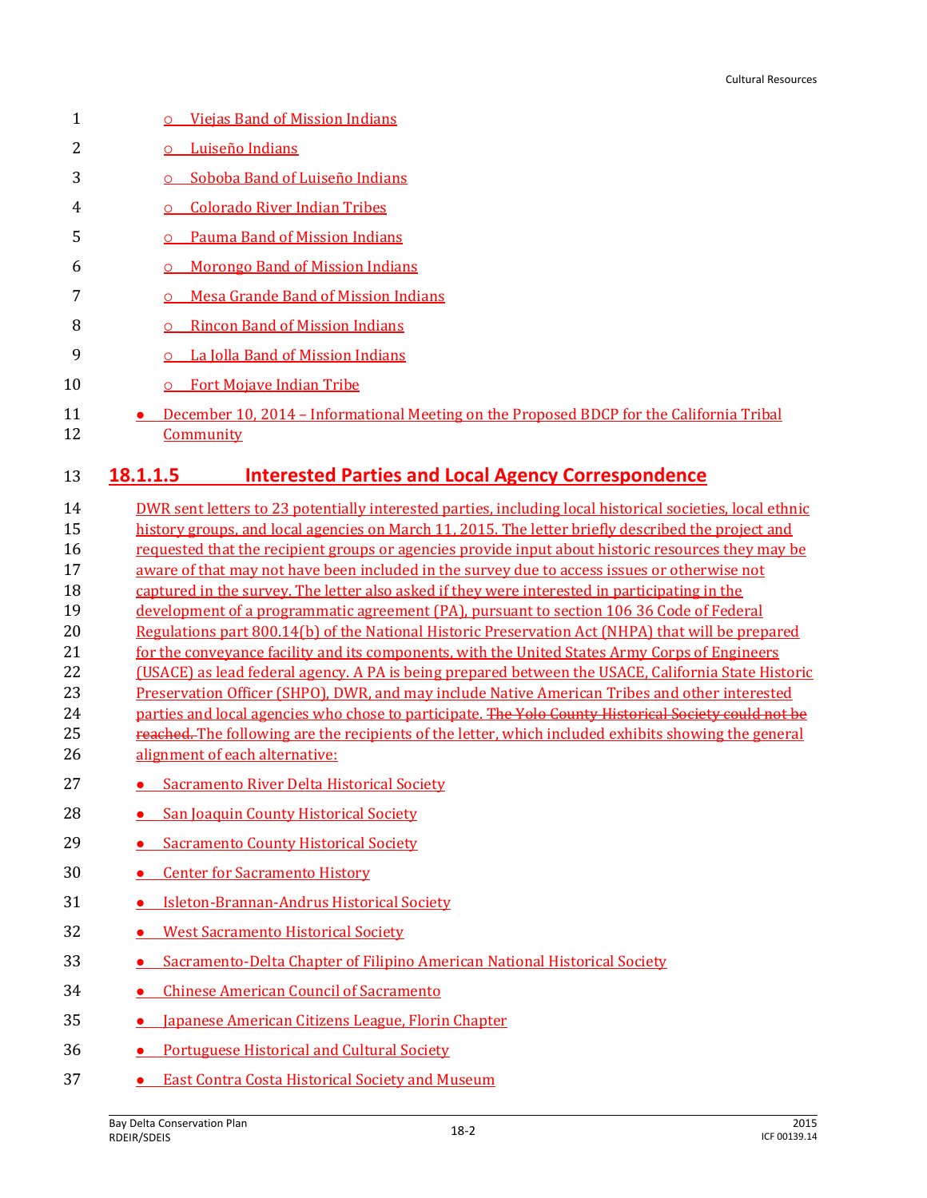- Viejas Band of Mission Indians
- Luiseño Indians
- Soboba Band of Luiseño Indians
- Colorado River Indian Tribes
- Pauma Band of Mission Indians
- Morongo Band of Mission Indians
- Mesa Grande Band of Mission Indians
- Rincon Band of Mission Indians
- La Jolla Band of Mission Indians
- Fort Mojave Indian Tribe

- December 10, 2014 – Informational Meeting on the Proposed BDCP for the California Tribal Community

#### 18.1.1.5 Interested Parties and Local Agency Correspondence

DWR sent letters to 23 potentially interested parties, including local historical societies, local ethnic history groups, and local agencies on March 11, 2015. The letter briefly described the project and requested that the recipient groups or agencies provide input about historic resources they may be aware of that may not have been included in the survey due to access issues or otherwise not captured in the survey. The letter also asked if they were interested in participating in the development of a programmatic agreement (PA), pursuant to section 106 36 Code of Federal Regulations part 800.14(b) of the National Historic Preservation Act (NHPA) that will be prepared for the conveyance facility and its components, with the United States Army Corps of Engineers (USACE) as lead federal agency. A PA is being prepared between the USACE, California State Historic Preservation Officer (SHPO), DWR, and may include Native American Tribes and other interested parties and local agencies who chose to participate. ~~The Yolo County Historical Society could not be reached.~~ The following are the recipients of the letter, which included exhibits showing the general alignment of each alternative:

- Sacramento River Delta Historical Society
- San Joaquin County Historical Society
- Sacramento County Historical Society
- Center for Sacramento History
- Isleton-Brannan-Andrus Historical Society
- West Sacramento Historical Society
- Sacramento-Delta Chapter of Filipino American National Historical Society
- Chinese American Council of Sacramento
- Japanese American Citizens League, Florin Chapter
- Portuguese Historical and Cultural Society
- East Contra Costa Historical Society and Museum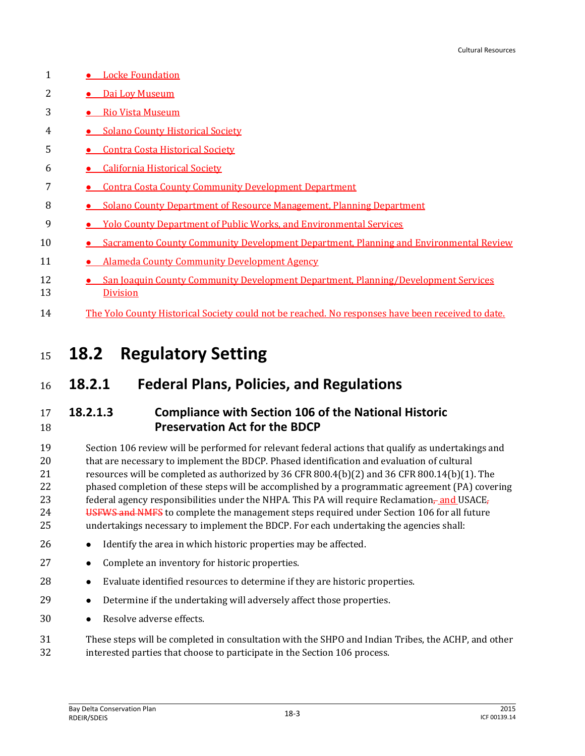- Locke Foundation
- Dai Loy Museum
- Rio Vista Museum
- Solano County Historical Society
- Contra Costa Historical Society
- California Historical Society
- Contra Costa County Community Development Department
- Solano County Department of Resource Management, Planning Department
- Yolo County Department of Public Works, and Environmental Services
- Sacramento County Community Development Department, Planning and Environmental Review
- Alameda County Community Development Agency
- San Joaquin County Community Development Department, Planning/Development Services Division

The Yolo County Historical Society could not be reached. No responses have been received to date.

# 18.2 Regulatory Setting

## 18.2.1 Federal Plans, Policies, and Regulations

### 18.2.1.3 Compliance with Section 106 of the National Historic Preservation Act for the BDCP

Section 106 review will be performed for relevant federal actions that qualify as undertakings and that are necessary to implement the BDCP. Phased identification and evaluation of cultural resources will be completed as authorized by 36 CFR 800.4(b)(2) and 36 CFR 800.14(b)(1). The phased completion of these steps will be accomplished by a programmatic agreement (PA) covering federal agency responsibilities under the NHPA. This PA will require Reclamation, and USACE, USFWS and NMFS to complete the management steps required under Section 106 for all future undertakings necessary to implement the BDCP. For each undertaking the agencies shall:

- Identify the area in which historic properties may be affected.
- Complete an inventory for historic properties.
- Evaluate identified resources to determine if they are historic properties.
- Determine if the undertaking will adversely affect those properties.
- Resolve adverse effects.

These steps will be completed in consultation with the SHPO and Indian Tribes, the ACHP, and other interested parties that choose to participate in the Section 106 process.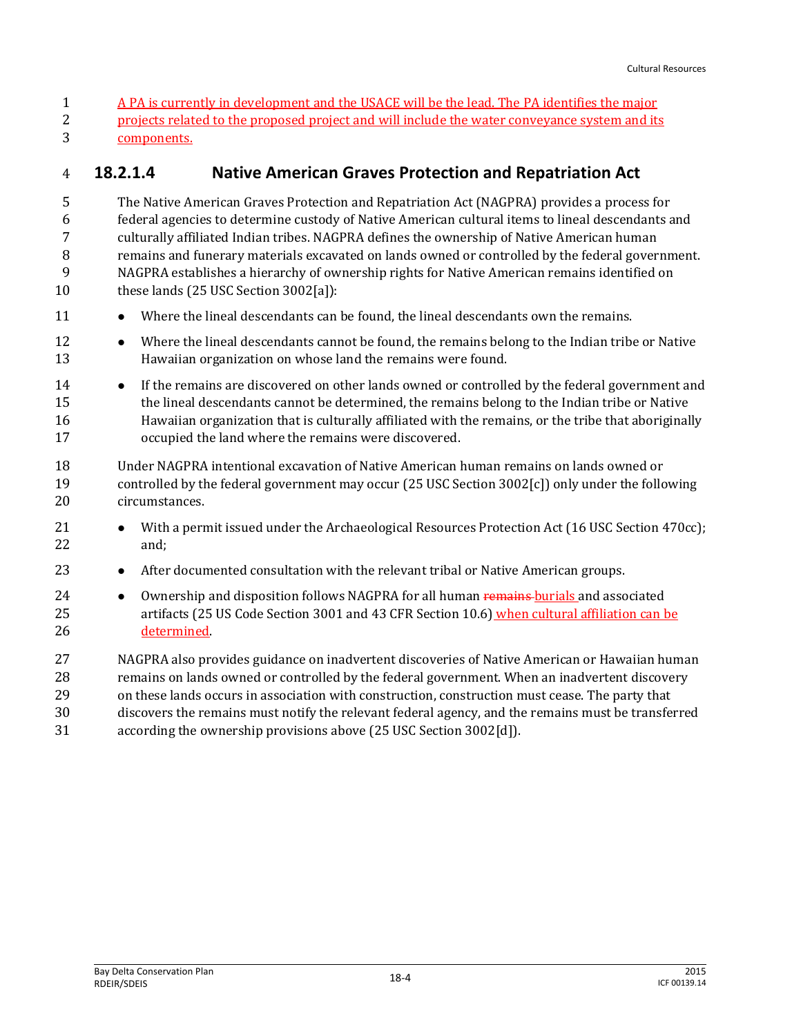A PA is currently in development and the USACE will be the lead. The PA identifies the major projects related to the proposed project and will include the water conveyance system and its components.

### 18.2.1.4 Native American Graves Protection and Repatriation Act

The Native American Graves Protection and Repatriation Act (NAGPRA) provides a process for federal agencies to determine custody of Native American cultural items to lineal descendants and culturally affiliated Indian tribes. NAGPRA defines the ownership of Native American human remains and funerary materials excavated on lands owned or controlled by the federal government. NAGPRA establishes a hierarchy of ownership rights for Native American remains identified on these lands (25 USC Section 3002[a]):

- Where the lineal descendants can be found, the lineal descendants own the remains.
- Where the lineal descendants cannot be found, the remains belong to the Indian tribe or Native Hawaiian organization on whose land the remains were found.
- If the remains are discovered on other lands owned or controlled by the federal government and the lineal descendants cannot be determined, the remains belong to the Indian tribe or Native Hawaiian organization that is culturally affiliated with the remains, or the tribe that aboriginally occupied the land where the remains were discovered.

Under NAGPRA intentional excavation of Native American human remains on lands owned or controlled by the federal government may occur (25 USC Section 3002[c]) only under the following circumstances.

- With a permit issued under the Archaeological Resources Protection Act (16 USC Section 470cc); and;
- After documented consultation with the relevant tribal or Native American groups.
- Ownership and disposition follows NAGPRA for all human ~~remains~~ burials and associated artifacts (25 US Code Section 3001 and 43 CFR Section 10.6) when cultural affiliation can be determined.

NAGPRA also provides guidance on inadvertent discoveries of Native American or Hawaiian human remains on lands owned or controlled by the federal government. When an inadvertent discovery on these lands occurs in association with construction, construction must cease. The party that discovers the remains must notify the relevant federal agency, and the remains must be transferred according the ownership provisions above (25 USC Section 3002[d]).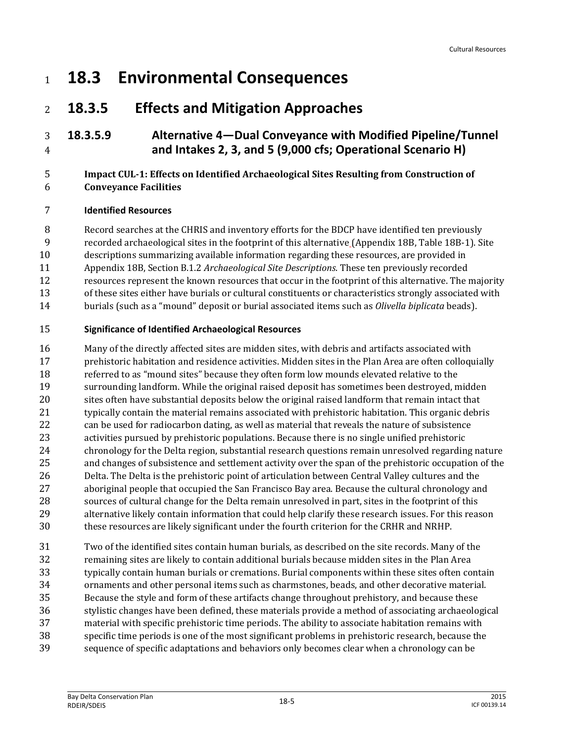# 18.3 Environmental Consequences

## 18.3.5 Effects and Mitigation Approaches

### 18.3.5.9 Alternative 4—Dual Conveyance with Modified Pipeline/Tunnel and Intakes 2, 3, and 5 (9,000 cfs; Operational Scenario H)

**Impact CUL-1: Effects on Identified Archaeological Sites Resulting from Construction of Conveyance Facilities**

**Identified Resources**

Record searches at the CHRIS and inventory efforts for the BDCP have identified ten previously recorded archaeological sites in the footprint of this alternative (Appendix 18B, Table 18B-1). Site descriptions summarizing available information regarding these resources, are provided in Appendix 18B, Section B.1.2 *Archaeological Site Descriptions*. These ten previously recorded resources represent the known resources that occur in the footprint of this alternative. The majority of these sites either have burials or cultural constituents or characteristics strongly associated with burials (such as a "mound" deposit or burial associated items such as *Olivella biplicata* beads).

**Significance of Identified Archaeological Resources**

Many of the directly affected sites are midden sites, with debris and artifacts associated with prehistoric habitation and residence activities. Midden sites in the Plan Area are often colloquially referred to as "mound sites" because they often form low mounds elevated relative to the surrounding landform. While the original raised deposit has sometimes been destroyed, midden sites often have substantial deposits below the original raised landform that remain intact that typically contain the material remains associated with prehistoric habitation. This organic debris can be used for radiocarbon dating, as well as material that reveals the nature of subsistence activities pursued by prehistoric populations. Because there is no single unified prehistoric chronology for the Delta region, substantial research questions remain unresolved regarding nature and changes of subsistence and settlement activity over the span of the prehistoric occupation of the Delta. The Delta is the prehistoric point of articulation between Central Valley cultures and the aboriginal people that occupied the San Francisco Bay area. Because the cultural chronology and sources of cultural change for the Delta remain unresolved in part, sites in the footprint of this alternative likely contain information that could help clarify these research issues. For this reason these resources are likely significant under the fourth criterion for the CRHR and NRHP.

Two of the identified sites contain human burials, as described on the site records. Many of the remaining sites are likely to contain additional burials because midden sites in the Plan Area typically contain human burials or cremations. Burial components within these sites often contain ornaments and other personal items such as charmstones, beads, and other decorative material. Because the style and form of these artifacts change throughout prehistory, and because these stylistic changes have been defined, these materials provide a method of associating archaeological material with specific prehistoric time periods. The ability to associate habitation remains with specific time periods is one of the most significant problems in prehistoric research, because the sequence of specific adaptations and behaviors only becomes clear when a chronology can be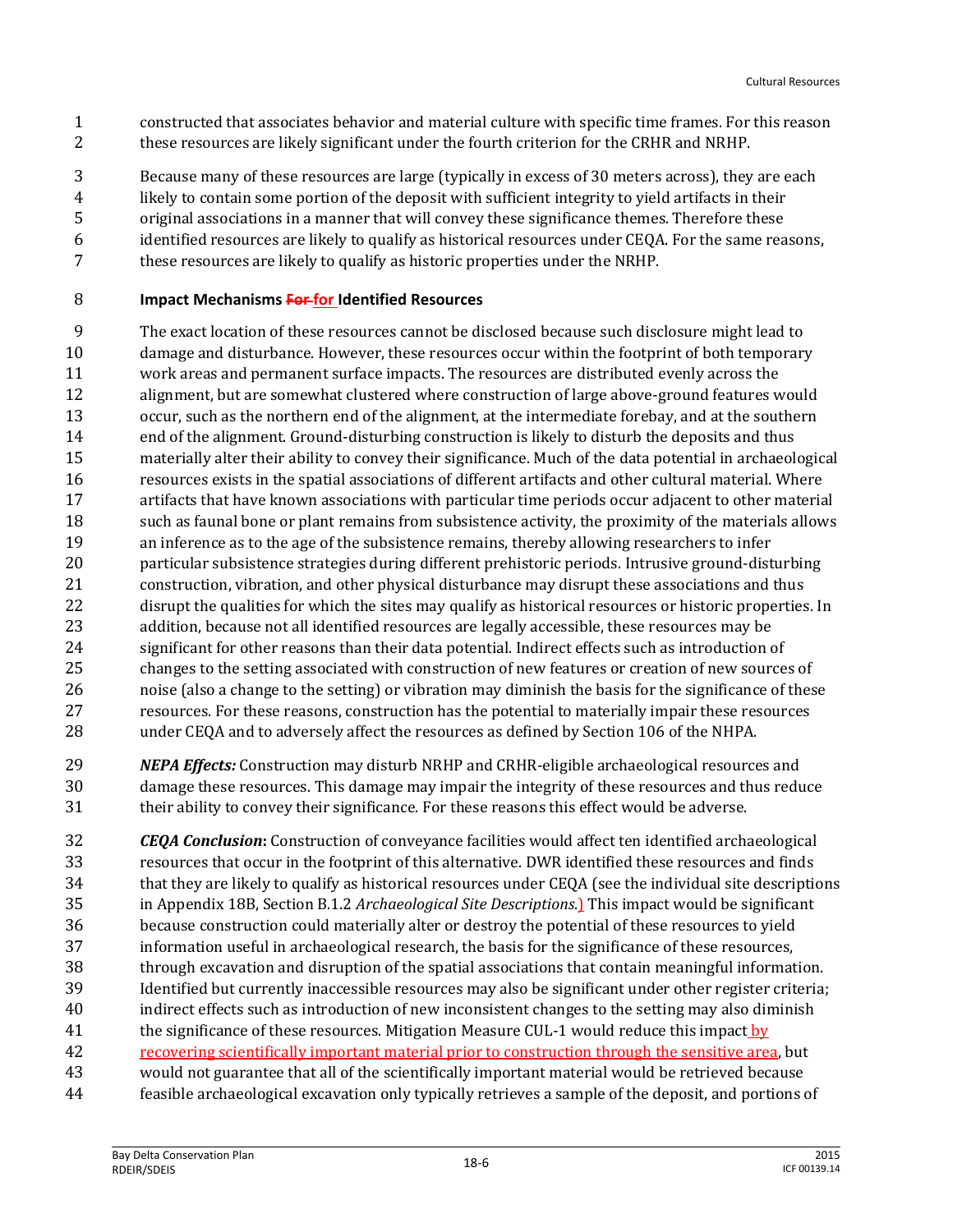constructed that associates behavior and material culture with specific time frames. For this reason these resources are likely significant under the fourth criterion for the CRHR and NRHP.

Because many of these resources are large (typically in excess of 30 meters across), they are each likely to contain some portion of the deposit with sufficient integrity to yield artifacts in their original associations in a manner that will convey these significance themes. Therefore these identified resources are likely to qualify as historical resources under CEQA. For the same reasons, these resources are likely to qualify as historic properties under the NRHP.

**Impact Mechanisms ~~For~~ for Identified Resources**

The exact location of these resources cannot be disclosed because such disclosure might lead to damage and disturbance. However, these resources occur within the footprint of both temporary work areas and permanent surface impacts. The resources are distributed evenly across the alignment, but are somewhat clustered where construction of large above-ground features would occur, such as the northern end of the alignment, at the intermediate forebay, and at the southern end of the alignment. Ground-disturbing construction is likely to disturb the deposits and thus materially alter their ability to convey their significance. Much of the data potential in archaeological resources exists in the spatial associations of different artifacts and other cultural material. Where artifacts that have known associations with particular time periods occur adjacent to other material such as faunal bone or plant remains from subsistence activity, the proximity of the materials allows an inference as to the age of the subsistence remains, thereby allowing researchers to infer particular subsistence strategies during different prehistoric periods. Intrusive ground-disturbing construction, vibration, and other physical disturbance may disrupt these associations and thus disrupt the qualities for which the sites may qualify as historical resources or historic properties. In addition, because not all identified resources are legally accessible, these resources may be significant for other reasons than their data potential. Indirect effects such as introduction of changes to the setting associated with construction of new features or creation of new sources of noise (also a change to the setting) or vibration may diminish the basis for the significance of these resources. For these reasons, construction has the potential to materially impair these resources under CEQA and to adversely affect the resources as defined by Section 106 of the NHPA.

***NEPA Effects:*** Construction may disturb NRHP and CRHR-eligible archaeological resources and damage these resources. This damage may impair the integrity of these resources and thus reduce their ability to convey their significance. For these reasons this effect would be adverse.

***CEQA Conclusion*:** Construction of conveyance facilities would affect ten identified archaeological resources that occur in the footprint of this alternative. DWR identified these resources and finds that they are likely to qualify as historical resources under CEQA (see the individual site descriptions in Appendix 18B, Section B.1.2 *Archaeological Site Descriptions*.) This impact would be significant because construction could materially alter or destroy the potential of these resources to yield information useful in archaeological research, the basis for the significance of these resources, through excavation and disruption of the spatial associations that contain meaningful information. Identified but currently inaccessible resources may also be significant under other register criteria; indirect effects such as introduction of new inconsistent changes to the setting may also diminish the significance of these resources. Mitigation Measure CUL-1 would reduce this impact by recovering scientifically important material prior to construction through the sensitive area, but would not guarantee that all of the scientifically important material would be retrieved because feasible archaeological excavation only typically retrieves a sample of the deposit, and portions of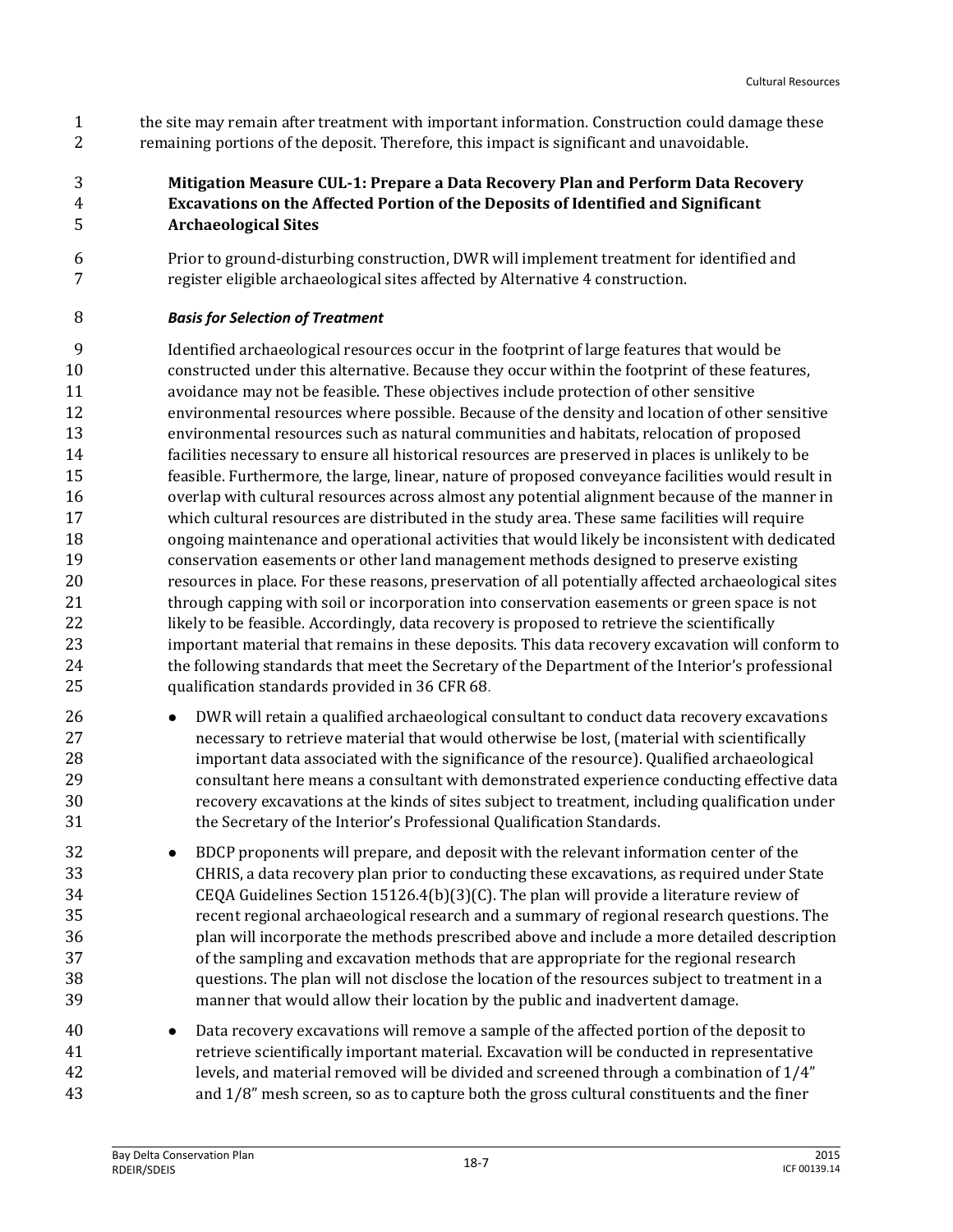the site may remain after treatment with important information. Construction could damage these remaining portions of the deposit. Therefore, this impact is significant and unavoidable.

**Mitigation Measure CUL-1: Prepare a Data Recovery Plan and Perform Data Recovery Excavations on the Affected Portion of the Deposits of Identified and Significant Archaeological Sites**

Prior to ground-disturbing construction, DWR will implement treatment for identified and register eligible archaeological sites affected by Alternative 4 construction.

***Basis for Selection of Treatment***

Identified archaeological resources occur in the footprint of large features that would be constructed under this alternative. Because they occur within the footprint of these features, avoidance may not be feasible. These objectives include protection of other sensitive environmental resources where possible. Because of the density and location of other sensitive environmental resources such as natural communities and habitats, relocation of proposed facilities necessary to ensure all historical resources are preserved in places is unlikely to be feasible. Furthermore, the large, linear, nature of proposed conveyance facilities would result in overlap with cultural resources across almost any potential alignment because of the manner in which cultural resources are distributed in the study area. These same facilities will require ongoing maintenance and operational activities that would likely be inconsistent with dedicated conservation easements or other land management methods designed to preserve existing resources in place. For these reasons, preservation of all potentially affected archaeological sites through capping with soil or incorporation into conservation easements or green space is not likely to be feasible. Accordingly, data recovery is proposed to retrieve the scientifically important material that remains in these deposits. This data recovery excavation will conform to the following standards that meet the Secretary of the Department of the Interior's professional qualification standards provided in 36 CFR 68.

- DWR will retain a qualified archaeological consultant to conduct data recovery excavations necessary to retrieve material that would otherwise be lost, (material with scientifically important data associated with the significance of the resource). Qualified archaeological consultant here means a consultant with demonstrated experience conducting effective data recovery excavations at the kinds of sites subject to treatment, including qualification under the Secretary of the Interior's Professional Qualification Standards.
- BDCP proponents will prepare, and deposit with the relevant information center of the CHRIS, a data recovery plan prior to conducting these excavations, as required under State CEQA Guidelines Section 15126.4(b)(3)(C). The plan will provide a literature review of recent regional archaeological research and a summary of regional research questions. The plan will incorporate the methods prescribed above and include a more detailed description of the sampling and excavation methods that are appropriate for the regional research questions. The plan will not disclose the location of the resources subject to treatment in a manner that would allow their location by the public and inadvertent damage.
- Data recovery excavations will remove a sample of the affected portion of the deposit to retrieve scientifically important material. Excavation will be conducted in representative levels, and material removed will be divided and screened through a combination of 1/4" and 1/8" mesh screen, so as to capture both the gross cultural constituents and the finer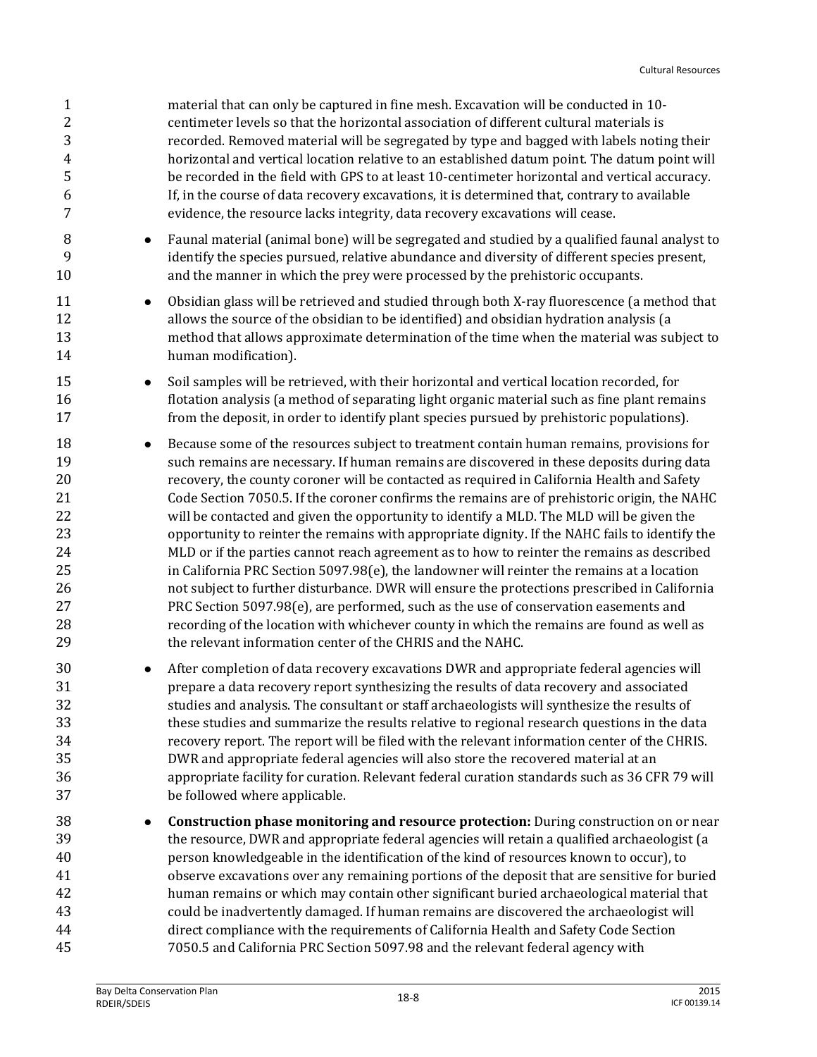material that can only be captured in fine mesh. Excavation will be conducted in 10-centimeter levels so that the horizontal association of different cultural materials is recorded. Removed material will be segregated by type and bagged with labels noting their horizontal and vertical location relative to an established datum point. The datum point will be recorded in the field with GPS to at least 10-centimeter horizontal and vertical accuracy. If, in the course of data recovery excavations, it is determined that, contrary to available evidence, the resource lacks integrity, data recovery excavations will cease.

- Faunal material (animal bone) will be segregated and studied by a qualified faunal analyst to identify the species pursued, relative abundance and diversity of different species present, and the manner in which the prey were processed by the prehistoric occupants.
- Obsidian glass will be retrieved and studied through both X-ray fluorescence (a method that allows the source of the obsidian to be identified) and obsidian hydration analysis (a method that allows approximate determination of the time when the material was subject to human modification).
- Soil samples will be retrieved, with their horizontal and vertical location recorded, for flotation analysis (a method of separating light organic material such as fine plant remains from the deposit, in order to identify plant species pursued by prehistoric populations).
- Because some of the resources subject to treatment contain human remains, provisions for such remains are necessary. If human remains are discovered in these deposits during data recovery, the county coroner will be contacted as required in California Health and Safety Code Section 7050.5. If the coroner confirms the remains are of prehistoric origin, the NAHC will be contacted and given the opportunity to identify a MLD. The MLD will be given the opportunity to reinter the remains with appropriate dignity. If the NAHC fails to identify the MLD or if the parties cannot reach agreement as to how to reinter the remains as described in California PRC Section 5097.98(e), the landowner will reinter the remains at a location not subject to further disturbance. DWR will ensure the protections prescribed in California PRC Section 5097.98(e), are performed, such as the use of conservation easements and recording of the location with whichever county in which the remains are found as well as the relevant information center of the CHRIS and the NAHC.
- After completion of data recovery excavations DWR and appropriate federal agencies will prepare a data recovery report synthesizing the results of data recovery and associated studies and analysis. The consultant or staff archaeologists will synthesize the results of these studies and summarize the results relative to regional research questions in the data recovery report. The report will be filed with the relevant information center of the CHRIS. DWR and appropriate federal agencies will also store the recovered material at an appropriate facility for curation. Relevant federal curation standards such as 36 CFR 79 will be followed where applicable.
- **Construction phase monitoring and resource protection:** During construction on or near the resource, DWR and appropriate federal agencies will retain a qualified archaeologist (a person knowledgeable in the identification of the kind of resources known to occur), to observe excavations over any remaining portions of the deposit that are sensitive for buried human remains or which may contain other significant buried archaeological material that could be inadvertently damaged. If human remains are discovered the archaeologist will direct compliance with the requirements of California Health and Safety Code Section 7050.5 and California PRC Section 5097.98 and the relevant federal agency with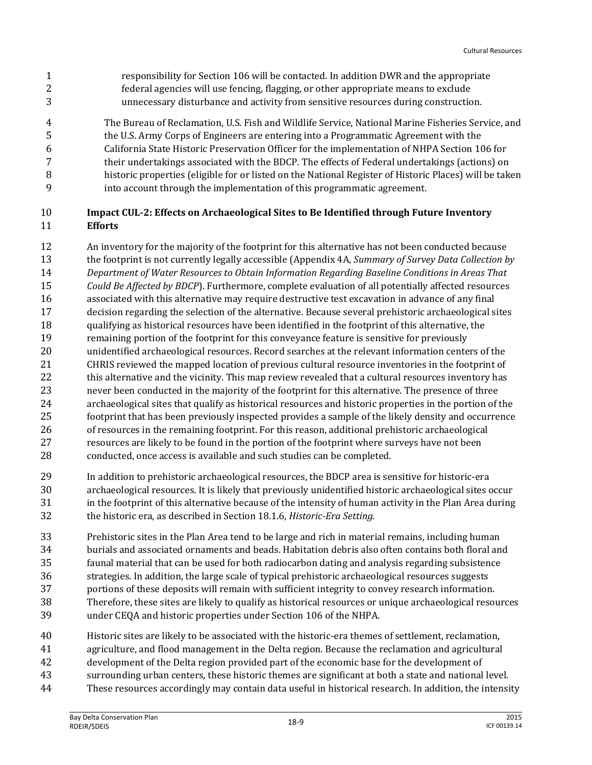responsibility for Section 106 will be contacted. In addition DWR and the appropriate federal agencies will use fencing, flagging, or other appropriate means to exclude unnecessary disturbance and activity from sensitive resources during construction.

The Bureau of Reclamation, U.S. Fish and Wildlife Service, National Marine Fisheries Service, and the U.S. Army Corps of Engineers are entering into a Programmatic Agreement with the California State Historic Preservation Officer for the implementation of NHPA Section 106 for their undertakings associated with the BDCP. The effects of Federal undertakings (actions) on historic properties (eligible for or listed on the National Register of Historic Places) will be taken into account through the implementation of this programmatic agreement.

**Impact CUL-2: Effects on Archaeological Sites to Be Identified through Future Inventory Efforts**

An inventory for the majority of the footprint for this alternative has not been conducted because the footprint is not currently legally accessible (Appendix 4A, *Summary of Survey Data Collection by Department of Water Resources to Obtain Information Regarding Baseline Conditions in Areas That Could Be Affected by BDCP*). Furthermore, complete evaluation of all potentially affected resources associated with this alternative may require destructive test excavation in advance of any final decision regarding the selection of the alternative. Because several prehistoric archaeological sites qualifying as historical resources have been identified in the footprint of this alternative, the remaining portion of the footprint for this conveyance feature is sensitive for previously unidentified archaeological resources. Record searches at the relevant information centers of the CHRIS reviewed the mapped location of previous cultural resource inventories in the footprint of this alternative and the vicinity. This map review revealed that a cultural resources inventory has never been conducted in the majority of the footprint for this alternative. The presence of three archaeological sites that qualify as historical resources and historic properties in the portion of the footprint that has been previously inspected provides a sample of the likely density and occurrence of resources in the remaining footprint. For this reason, additional prehistoric archaeological resources are likely to be found in the portion of the footprint where surveys have not been conducted, once access is available and such studies can be completed.

In addition to prehistoric archaeological resources, the BDCP area is sensitive for historic-era archaeological resources. It is likely that previously unidentified historic archaeological sites occur in the footprint of this alternative because of the intensity of human activity in the Plan Area during the historic era, as described in Section 18.1.6, *Historic-Era Setting*.

Prehistoric sites in the Plan Area tend to be large and rich in material remains, including human burials and associated ornaments and beads. Habitation debris also often contains both floral and faunal material that can be used for both radiocarbon dating and analysis regarding subsistence strategies. In addition, the large scale of typical prehistoric archaeological resources suggests portions of these deposits will remain with sufficient integrity to convey research information. Therefore, these sites are likely to qualify as historical resources or unique archaeological resources under CEQA and historic properties under Section 106 of the NHPA.

Historic sites are likely to be associated with the historic-era themes of settlement, reclamation, agriculture, and flood management in the Delta region. Because the reclamation and agricultural development of the Delta region provided part of the economic base for the development of surrounding urban centers, these historic themes are significant at both a state and national level. These resources accordingly may contain data useful in historical research. In addition, the intensity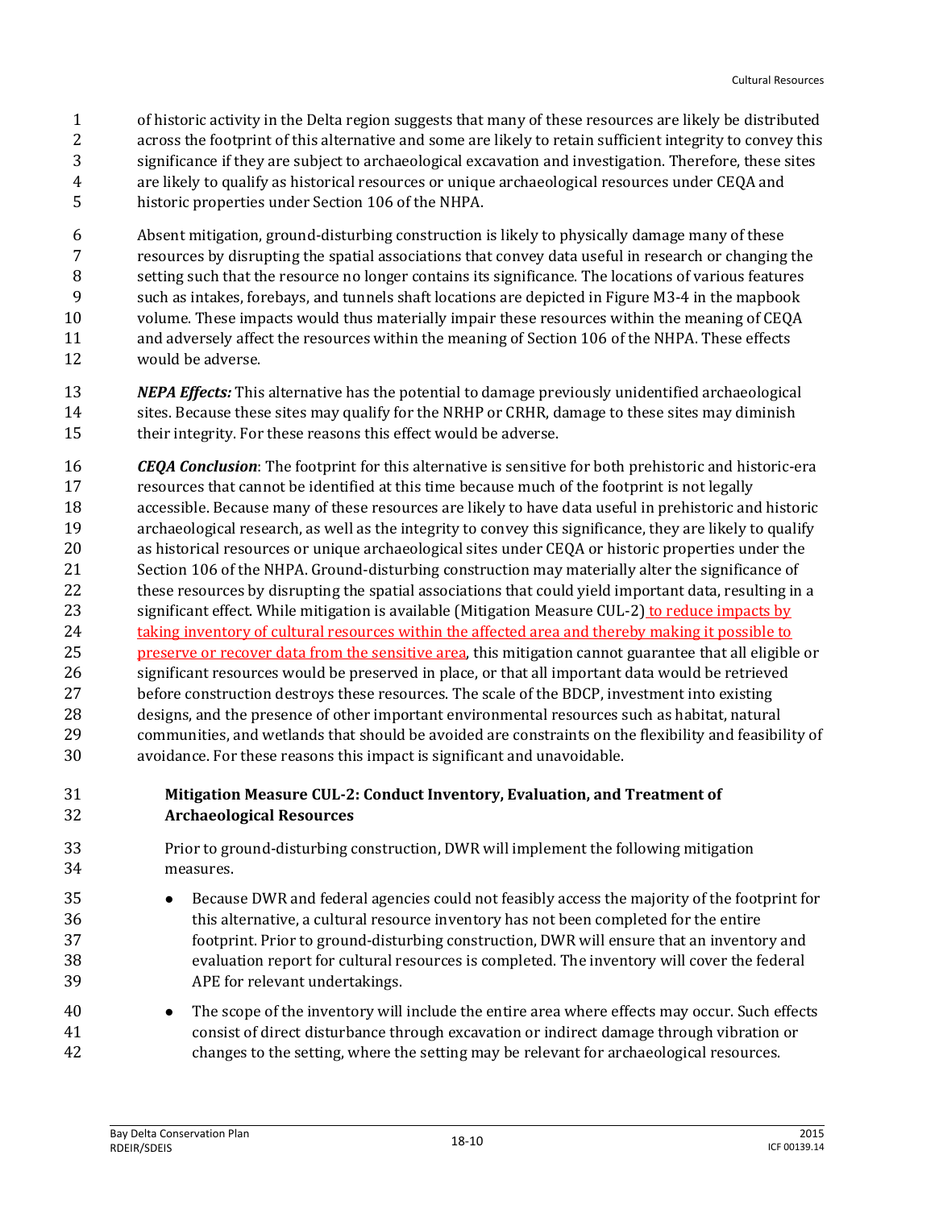of historic activity in the Delta region suggests that many of these resources are likely be distributed across the footprint of this alternative and some are likely to retain sufficient integrity to convey this significance if they are subject to archaeological excavation and investigation. Therefore, these sites are likely to qualify as historical resources or unique archaeological resources under CEQA and historic properties under Section 106 of the NHPA.

Absent mitigation, ground-disturbing construction is likely to physically damage many of these resources by disrupting the spatial associations that convey data useful in research or changing the setting such that the resource no longer contains its significance. The locations of various features such as intakes, forebays, and tunnels shaft locations are depicted in Figure M3-4 in the mapbook volume. These impacts would thus materially impair these resources within the meaning of CEQA and adversely affect the resources within the meaning of Section 106 of the NHPA. These effects would be adverse.

***NEPA Effects:*** This alternative has the potential to damage previously unidentified archaeological sites. Because these sites may qualify for the NRHP or CRHR, damage to these sites may diminish their integrity. For these reasons this effect would be adverse.

***CEQA Conclusion***: The footprint for this alternative is sensitive for both prehistoric and historic-era resources that cannot be identified at this time because much of the footprint is not legally accessible. Because many of these resources are likely to have data useful in prehistoric and historic archaeological research, as well as the integrity to convey this significance, they are likely to qualify as historical resources or unique archaeological sites under CEQA or historic properties under the Section 106 of the NHPA. Ground-disturbing construction may materially alter the significance of these resources by disrupting the spatial associations that could yield important data, resulting in a significant effect. While mitigation is available (Mitigation Measure CUL-2) to reduce impacts by taking inventory of cultural resources within the affected area and thereby making it possible to preserve or recover data from the sensitive area, this mitigation cannot guarantee that all eligible or significant resources would be preserved in place, or that all important data would be retrieved before construction destroys these resources. The scale of the BDCP, investment into existing designs, and the presence of other important environmental resources such as habitat, natural communities, and wetlands that should be avoided are constraints on the flexibility and feasibility of avoidance. For these reasons this impact is significant and unavoidable.

**Mitigation Measure CUL-2: Conduct Inventory, Evaluation, and Treatment of Archaeological Resources**

Prior to ground-disturbing construction, DWR will implement the following mitigation measures.

- Because DWR and federal agencies could not feasibly access the majority of the footprint for this alternative, a cultural resource inventory has not been completed for the entire footprint. Prior to ground-disturbing construction, DWR will ensure that an inventory and evaluation report for cultural resources is completed. The inventory will cover the federal APE for relevant undertakings.
- The scope of the inventory will include the entire area where effects may occur. Such effects consist of direct disturbance through excavation or indirect damage through vibration or changes to the setting, where the setting may be relevant for archaeological resources.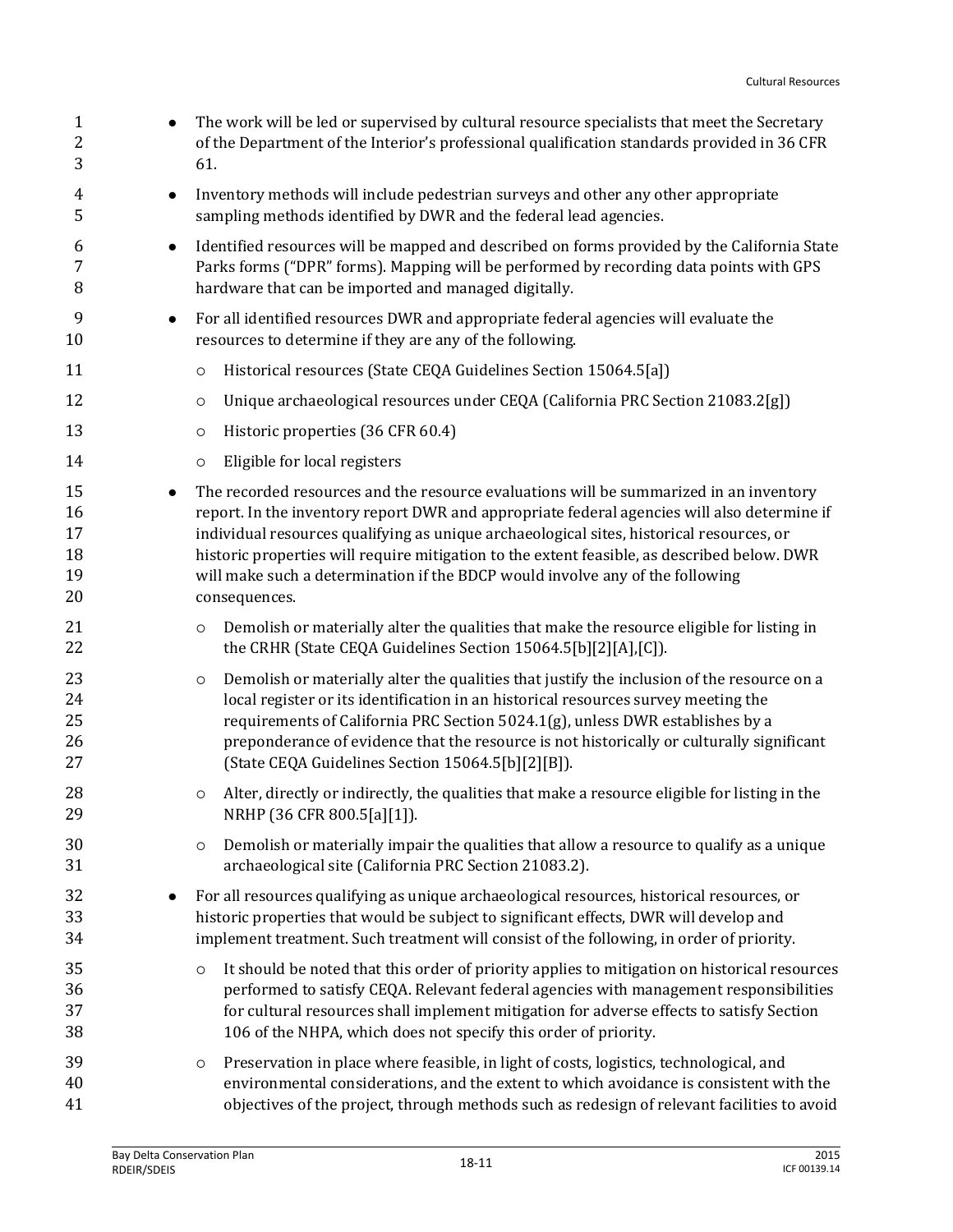- The work will be led or supervised by cultural resource specialists that meet the Secretary of the Department of the Interior's professional qualification standards provided in 36 CFR 61.
- Inventory methods will include pedestrian surveys and other any other appropriate sampling methods identified by DWR and the federal lead agencies.
- Identified resources will be mapped and described on forms provided by the California State Parks forms ("DPR" forms). Mapping will be performed by recording data points with GPS hardware that can be imported and managed digitally.
- For all identified resources DWR and appropriate federal agencies will evaluate the resources to determine if they are any of the following.
    - Historical resources (State CEQA Guidelines Section 15064.5[a])
    - Unique archaeological resources under CEQA (California PRC Section 21083.2[g])
    - Historic properties (36 CFR 60.4)
    - Eligible for local registers
- The recorded resources and the resource evaluations will be summarized in an inventory report. In the inventory report DWR and appropriate federal agencies will also determine if individual resources qualifying as unique archaeological sites, historical resources, or historic properties will require mitigation to the extent feasible, as described below. DWR will make such a determination if the BDCP would involve any of the following consequences.
    - Demolish or materially alter the qualities that make the resource eligible for listing in the CRHR (State CEQA Guidelines Section 15064.5[b][2][A],[C]).
    - Demolish or materially alter the qualities that justify the inclusion of the resource on a local register or its identification in an historical resources survey meeting the requirements of California PRC Section 5024.1(g), unless DWR establishes by a preponderance of evidence that the resource is not historically or culturally significant (State CEQA Guidelines Section 15064.5[b][2][B]).
    - Alter, directly or indirectly, the qualities that make a resource eligible for listing in the NRHP (36 CFR 800.5[a][1]).
    - Demolish or materially impair the qualities that allow a resource to qualify as a unique archaeological site (California PRC Section 21083.2).
- For all resources qualifying as unique archaeological resources, historical resources, or historic properties that would be subject to significant effects, DWR will develop and implement treatment. Such treatment will consist of the following, in order of priority.
    - It should be noted that this order of priority applies to mitigation on historical resources performed to satisfy CEQA. Relevant federal agencies with management responsibilities for cultural resources shall implement mitigation for adverse effects to satisfy Section 106 of the NHPA, which does not specify this order of priority.
    - Preservation in place where feasible, in light of costs, logistics, technological, and environmental considerations, and the extent to which avoidance is consistent with the objectives of the project, through methods such as redesign of relevant facilities to avoid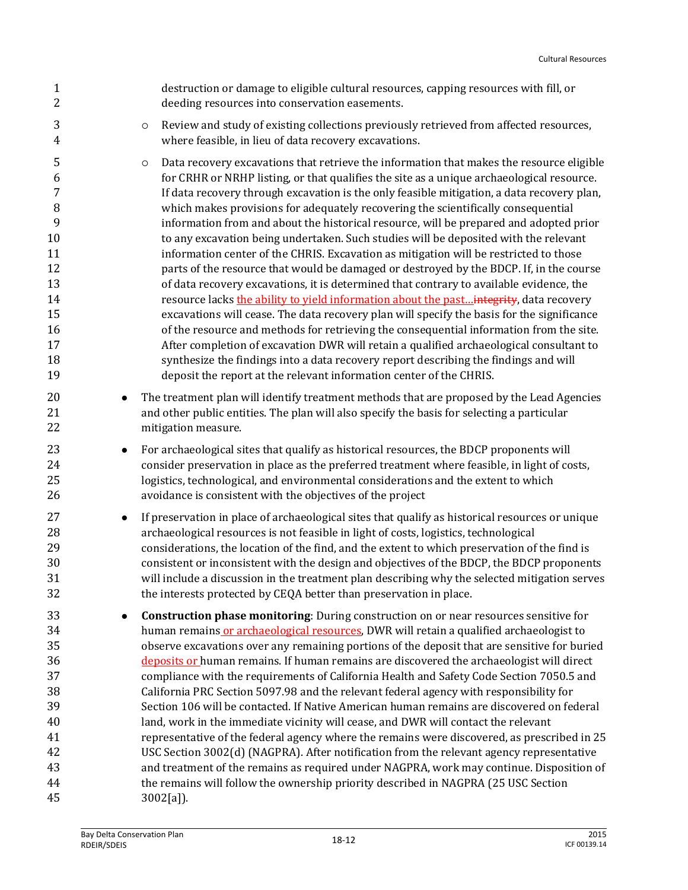destruction or damage to eligible cultural resources, capping resources with fill, or deeding resources into conservation easements.

- Review and study of existing collections previously retrieved from affected resources, where feasible, in lieu of data recovery excavations.
- Data recovery excavations that retrieve the information that makes the resource eligible for CRHR or NRHP listing, or that qualifies the site as a unique archaeological resource. If data recovery through excavation is the only feasible mitigation, a data recovery plan, which makes provisions for adequately recovering the scientifically consequential information from and about the historical resource, will be prepared and adopted prior to any excavation being undertaken. Such studies will be deposited with the relevant information center of the CHRIS. Excavation as mitigation will be restricted to those parts of the resource that would be damaged or destroyed by the BDCP. If, in the course of data recovery excavations, it is determined that contrary to available evidence, the resource lacks the ability to yield information about the past...~~integrity~~, data recovery excavations will cease. The data recovery plan will specify the basis for the significance of the resource and methods for retrieving the consequential information from the site. After completion of excavation DWR will retain a qualified archaeological consultant to synthesize the findings into a data recovery report describing the findings and will deposit the report at the relevant information center of the CHRIS.

- The treatment plan will identify treatment methods that are proposed by the Lead Agencies and other public entities. The plan will also specify the basis for selecting a particular mitigation measure.
- For archaeological sites that qualify as historical resources, the BDCP proponents will consider preservation in place as the preferred treatment where feasible, in light of costs, logistics, technological, and environmental considerations and the extent to which avoidance is consistent with the objectives of the project
- If preservation in place of archaeological sites that qualify as historical resources or unique archaeological resources is not feasible in light of costs, logistics, technological considerations, the location of the find, and the extent to which preservation of the find is consistent or inconsistent with the design and objectives of the BDCP, the BDCP proponents will include a discussion in the treatment plan describing why the selected mitigation serves the interests protected by CEQA better than preservation in place.
- **Construction phase monitoring**: During construction on or near resources sensitive for human remains or archaeological resources, DWR will retain a qualified archaeologist to observe excavations over any remaining portions of the deposit that are sensitive for buried deposits or human remains. If human remains are discovered the archaeologist will direct compliance with the requirements of California Health and Safety Code Section 7050.5 and California PRC Section 5097.98 and the relevant federal agency with responsibility for Section 106 will be contacted. If Native American human remains are discovered on federal land, work in the immediate vicinity will cease, and DWR will contact the relevant representative of the federal agency where the remains were discovered, as prescribed in 25 USC Section 3002(d) (NAGPRA). After notification from the relevant agency representative and treatment of the remains as required under NAGPRA, work may continue. Disposition of the remains will follow the ownership priority described in NAGPRA (25 USC Section 3002[a]).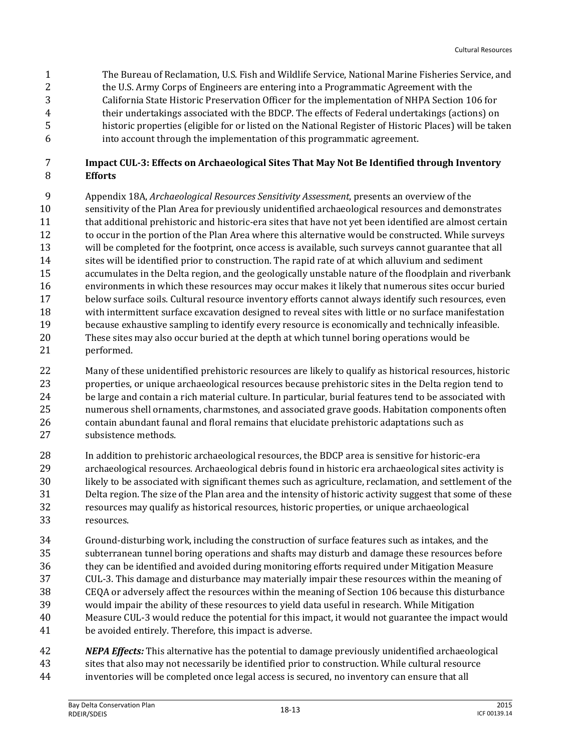The Bureau of Reclamation, U.S. Fish and Wildlife Service, National Marine Fisheries Service, and the U.S. Army Corps of Engineers are entering into a Programmatic Agreement with the California State Historic Preservation Officer for the implementation of NHPA Section 106 for their undertakings associated with the BDCP. The effects of Federal undertakings (actions) on historic properties (eligible for or listed on the National Register of Historic Places) will be taken into account through the implementation of this programmatic agreement.

**Impact CUL-3: Effects on Archaeological Sites That May Not Be Identified through Inventory Efforts**

Appendix 18A, *Archaeological Resources Sensitivity Assessment*, presents an overview of the sensitivity of the Plan Area for previously unidentified archaeological resources and demonstrates that additional prehistoric and historic-era sites that have not yet been identified are almost certain to occur in the portion of the Plan Area where this alternative would be constructed. While surveys will be completed for the footprint, once access is available, such surveys cannot guarantee that all sites will be identified prior to construction. The rapid rate of at which alluvium and sediment accumulates in the Delta region, and the geologically unstable nature of the floodplain and riverbank environments in which these resources may occur makes it likely that numerous sites occur buried below surface soils. Cultural resource inventory efforts cannot always identify such resources, even with intermittent surface excavation designed to reveal sites with little or no surface manifestation because exhaustive sampling to identify every resource is economically and technically infeasible. These sites may also occur buried at the depth at which tunnel boring operations would be performed.

Many of these unidentified prehistoric resources are likely to qualify as historical resources, historic properties, or unique archaeological resources because prehistoric sites in the Delta region tend to be large and contain a rich material culture. In particular, burial features tend to be associated with numerous shell ornaments, charmstones, and associated grave goods. Habitation components often contain abundant faunal and floral remains that elucidate prehistoric adaptations such as subsistence methods.

In addition to prehistoric archaeological resources, the BDCP area is sensitive for historic-era archaeological resources. Archaeological debris found in historic era archaeological sites activity is likely to be associated with significant themes such as agriculture, reclamation, and settlement of the Delta region. The size of the Plan area and the intensity of historic activity suggest that some of these resources may qualify as historical resources, historic properties, or unique archaeological resources.

Ground-disturbing work, including the construction of surface features such as intakes, and the subterranean tunnel boring operations and shafts may disturb and damage these resources before they can be identified and avoided during monitoring efforts required under Mitigation Measure CUL-3. This damage and disturbance may materially impair these resources within the meaning of CEQA or adversely affect the resources within the meaning of Section 106 because this disturbance would impair the ability of these resources to yield data useful in research. While Mitigation Measure CUL-3 would reduce the potential for this impact, it would not guarantee the impact would be avoided entirely. Therefore, this impact is adverse.

***NEPA Effects:*** This alternative has the potential to damage previously unidentified archaeological sites that also may not necessarily be identified prior to construction. While cultural resource inventories will be completed once legal access is secured, no inventory can ensure that all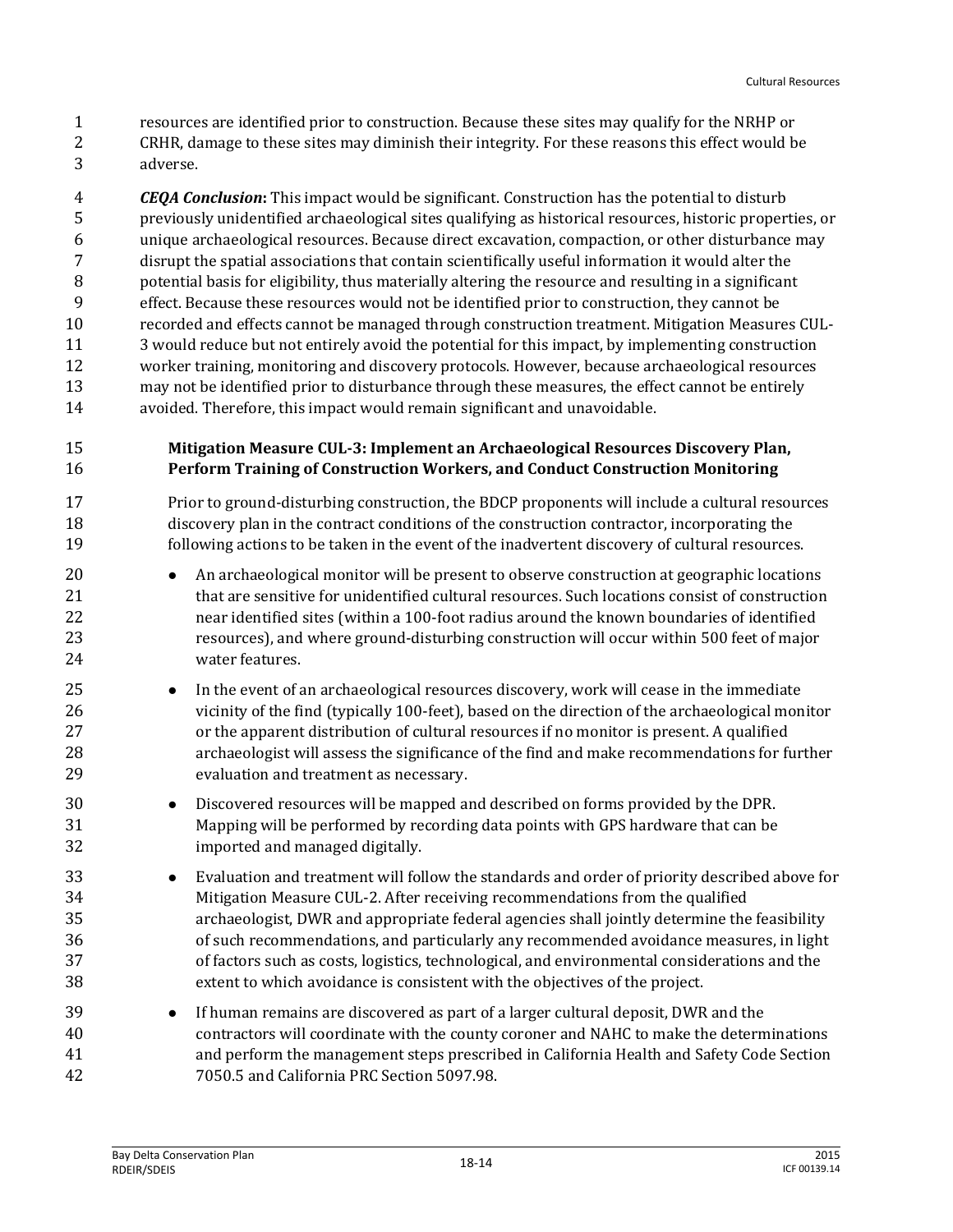resources are identified prior to construction. Because these sites may qualify for the NRHP or CRHR, damage to these sites may diminish their integrity. For these reasons this effect would be adverse.

***CEQA Conclusion*:** This impact would be significant. Construction has the potential to disturb previously unidentified archaeological sites qualifying as historical resources, historic properties, or unique archaeological resources. Because direct excavation, compaction, or other disturbance may disrupt the spatial associations that contain scientifically useful information it would alter the potential basis for eligibility, thus materially altering the resource and resulting in a significant effect. Because these resources would not be identified prior to construction, they cannot be recorded and effects cannot be managed through construction treatment. Mitigation Measures CUL-3 would reduce but not entirely avoid the potential for this impact, by implementing construction worker training, monitoring and discovery protocols. However, because archaeological resources may not be identified prior to disturbance through these measures, the effect cannot be entirely avoided. Therefore, this impact would remain significant and unavoidable.

**Mitigation Measure CUL-3: Implement an Archaeological Resources Discovery Plan, Perform Training of Construction Workers, and Conduct Construction Monitoring**

Prior to ground-disturbing construction, the BDCP proponents will include a cultural resources discovery plan in the contract conditions of the construction contractor, incorporating the following actions to be taken in the event of the inadvertent discovery of cultural resources.

- An archaeological monitor will be present to observe construction at geographic locations that are sensitive for unidentified cultural resources. Such locations consist of construction near identified sites (within a 100-foot radius around the known boundaries of identified resources), and where ground-disturbing construction will occur within 500 feet of major water features.
- In the event of an archaeological resources discovery, work will cease in the immediate vicinity of the find (typically 100-feet), based on the direction of the archaeological monitor or the apparent distribution of cultural resources if no monitor is present. A qualified archaeologist will assess the significance of the find and make recommendations for further evaluation and treatment as necessary.
- Discovered resources will be mapped and described on forms provided by the DPR. Mapping will be performed by recording data points with GPS hardware that can be imported and managed digitally.
- Evaluation and treatment will follow the standards and order of priority described above for Mitigation Measure CUL-2. After receiving recommendations from the qualified archaeologist, DWR and appropriate federal agencies shall jointly determine the feasibility of such recommendations, and particularly any recommended avoidance measures, in light of factors such as costs, logistics, technological, and environmental considerations and the extent to which avoidance is consistent with the objectives of the project.
- If human remains are discovered as part of a larger cultural deposit, DWR and the contractors will coordinate with the county coroner and NAHC to make the determinations and perform the management steps prescribed in California Health and Safety Code Section 7050.5 and California PRC Section 5097.98.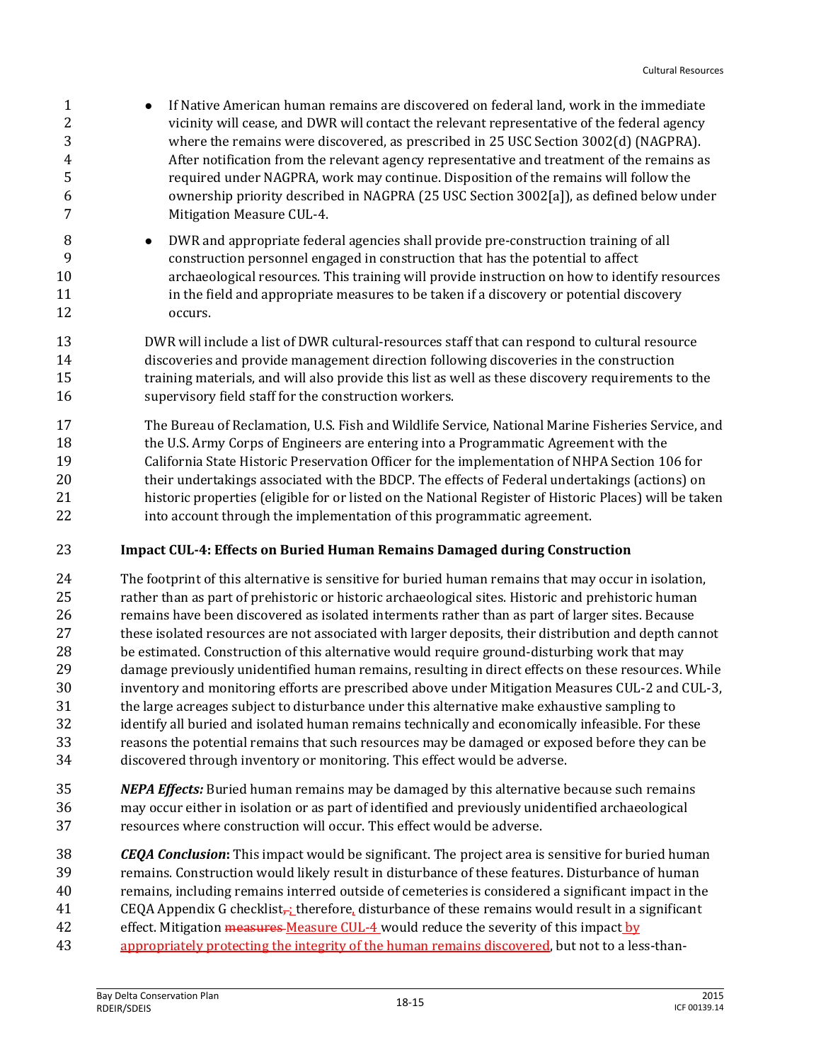- If Native American human remains are discovered on federal land, work in the immediate vicinity will cease, and DWR will contact the relevant representative of the federal agency where the remains were discovered, as prescribed in 25 USC Section 3002(d) (NAGPRA). After notification from the relevant agency representative and treatment of the remains as required under NAGPRA, work may continue. Disposition of the remains will follow the ownership priority described in NAGPRA (25 USC Section 3002[a]), as defined below under Mitigation Measure CUL-4.
- DWR and appropriate federal agencies shall provide pre-construction training of all construction personnel engaged in construction that has the potential to affect archaeological resources. This training will provide instruction on how to identify resources in the field and appropriate measures to be taken if a discovery or potential discovery occurs.

DWR will include a list of DWR cultural-resources staff that can respond to cultural resource discoveries and provide management direction following discoveries in the construction training materials, and will also provide this list as well as these discovery requirements to the supervisory field staff for the construction workers.

The Bureau of Reclamation, U.S. Fish and Wildlife Service, National Marine Fisheries Service, and the U.S. Army Corps of Engineers are entering into a Programmatic Agreement with the California State Historic Preservation Officer for the implementation of NHPA Section 106 for their undertakings associated with the BDCP. The effects of Federal undertakings (actions) on historic properties (eligible for or listed on the National Register of Historic Places) will be taken into account through the implementation of this programmatic agreement.

**Impact CUL-4: Effects on Buried Human Remains Damaged during Construction**

The footprint of this alternative is sensitive for buried human remains that may occur in isolation, rather than as part of prehistoric or historic archaeological sites. Historic and prehistoric human remains have been discovered as isolated interments rather than as part of larger sites. Because these isolated resources are not associated with larger deposits, their distribution and depth cannot be estimated. Construction of this alternative would require ground-disturbing work that may damage previously unidentified human remains, resulting in direct effects on these resources. While inventory and monitoring efforts are prescribed above under Mitigation Measures CUL-2 and CUL-3, the large acreages subject to disturbance under this alternative make exhaustive sampling to identify all buried and isolated human remains technically and economically infeasible. For these reasons the potential remains that such resources may be damaged or exposed before they can be discovered through inventory or monitoring. This effect would be adverse.

***NEPA Effects:*** Buried human remains may be damaged by this alternative because such remains may occur either in isolation or as part of identified and previously unidentified archaeological resources where construction will occur. This effect would be adverse.

***CEQA Conclusion*:** This impact would be significant. The project area is sensitive for buried human remains. Construction would likely result in disturbance of these features. Disturbance of human remains, including remains interred outside of cemeteries is considered a significant impact in the CEQA Appendix G checklist~~,~~; therefore, disturbance of these remains would result in a significant effect. Mitigation ~~measures~~ Measure CUL-4 would reduce the severity of this impact by appropriately protecting the integrity of the human remains discovered, but not to a less-than-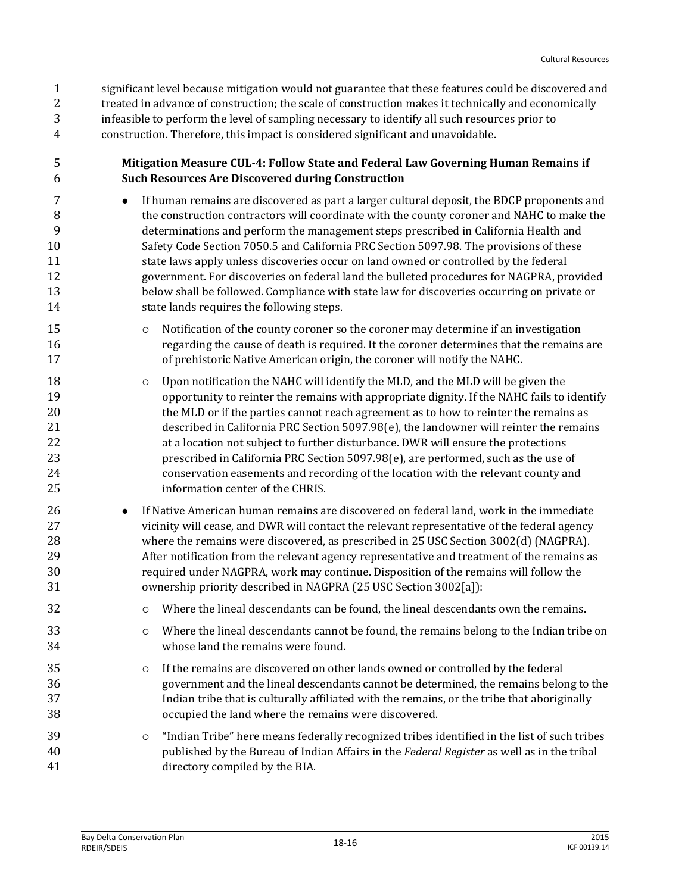significant level because mitigation would not guarantee that these features could be discovered and treated in advance of construction; the scale of construction makes it technically and economically infeasible to perform the level of sampling necessary to identify all such resources prior to construction. Therefore, this impact is considered significant and unavoidable.

**Mitigation Measure CUL-4: Follow State and Federal Law Governing Human Remains if Such Resources Are Discovered during Construction**

- If human remains are discovered as part a larger cultural deposit, the BDCP proponents and the construction contractors will coordinate with the county coroner and NAHC to make the determinations and perform the management steps prescribed in California Health and Safety Code Section 7050.5 and California PRC Section 5097.98. The provisions of these state laws apply unless discoveries occur on land owned or controlled by the federal government. For discoveries on federal land the bulleted procedures for NAGPRA, provided below shall be followed. Compliance with state law for discoveries occurring on private or state lands requires the following steps.
    - Notification of the county coroner so the coroner may determine if an investigation regarding the cause of death is required. It the coroner determines that the remains are of prehistoric Native American origin, the coroner will notify the NAHC.
    - Upon notification the NAHC will identify the MLD, and the MLD will be given the opportunity to reinter the remains with appropriate dignity. If the NAHC fails to identify the MLD or if the parties cannot reach agreement as to how to reinter the remains as described in California PRC Section 5097.98(e), the landowner will reinter the remains at a location not subject to further disturbance. DWR will ensure the protections prescribed in California PRC Section 5097.98(e), are performed, such as the use of conservation easements and recording of the location with the relevant county and information center of the CHRIS.
- If Native American human remains are discovered on federal land, work in the immediate vicinity will cease, and DWR will contact the relevant representative of the federal agency where the remains were discovered, as prescribed in 25 USC Section 3002(d) (NAGPRA). After notification from the relevant agency representative and treatment of the remains as required under NAGPRA, work may continue. Disposition of the remains will follow the ownership priority described in NAGPRA (25 USC Section 3002[a]):
    - Where the lineal descendants can be found, the lineal descendants own the remains.
    - Where the lineal descendants cannot be found, the remains belong to the Indian tribe on whose land the remains were found.
    - If the remains are discovered on other lands owned or controlled by the federal government and the lineal descendants cannot be determined, the remains belong to the Indian tribe that is culturally affiliated with the remains, or the tribe that aboriginally occupied the land where the remains were discovered.
    - "Indian Tribe" here means federally recognized tribes identified in the list of such tribes published by the Bureau of Indian Affairs in the *Federal Register* as well as in the tribal directory compiled by the BIA.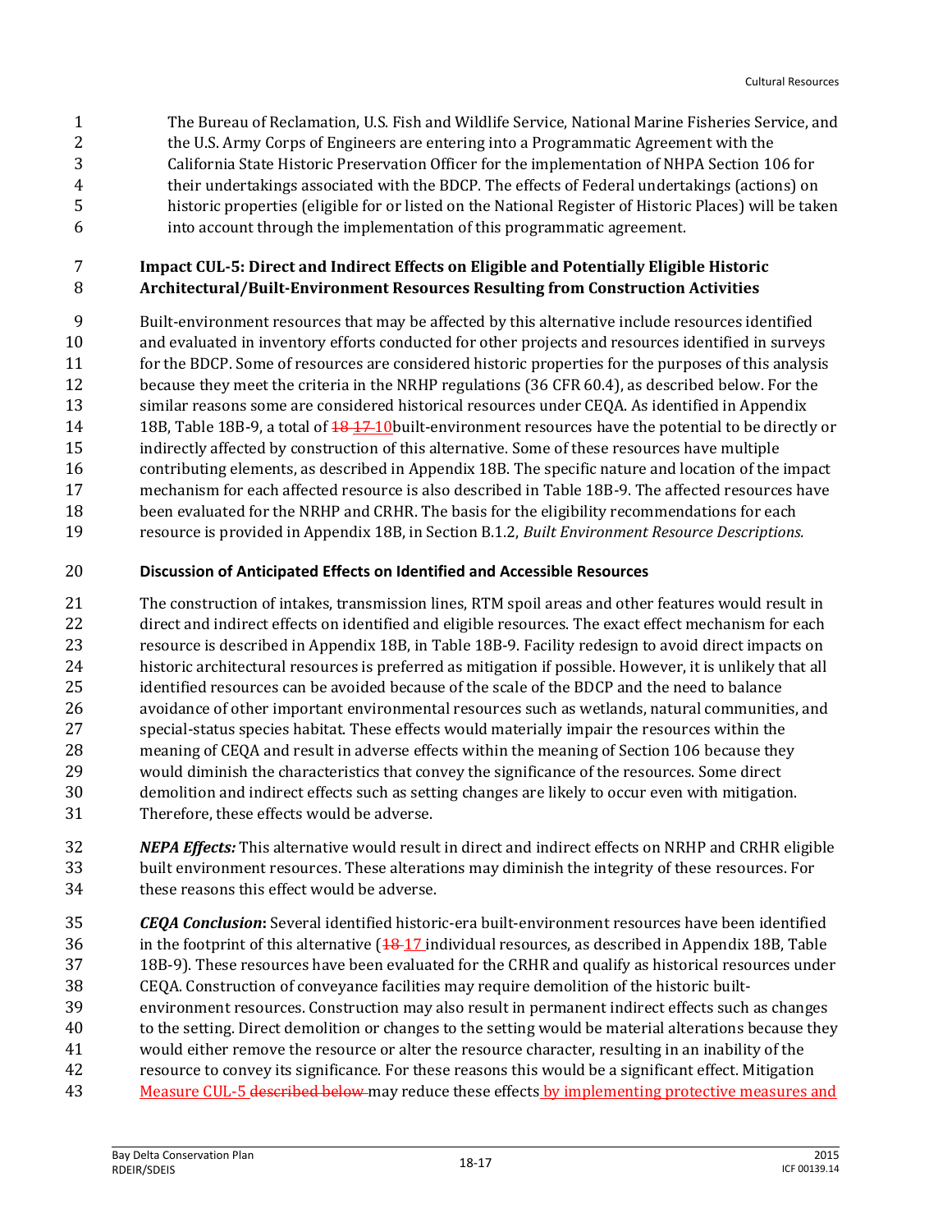The Bureau of Reclamation, U.S. Fish and Wildlife Service, National Marine Fisheries Service, and the U.S. Army Corps of Engineers are entering into a Programmatic Agreement with the California State Historic Preservation Officer for the implementation of NHPA Section 106 for their undertakings associated with the BDCP. The effects of Federal undertakings (actions) on historic properties (eligible for or listed on the National Register of Historic Places) will be taken into account through the implementation of this programmatic agreement.

**Impact CUL-5: Direct and Indirect Effects on Eligible and Potentially Eligible Historic Architectural/Built-Environment Resources Resulting from Construction Activities**

Built-environment resources that may be affected by this alternative include resources identified and evaluated in inventory efforts conducted for other projects and resources identified in surveys for the BDCP. Some of resources are considered historic properties for the purposes of this analysis because they meet the criteria in the NRHP regulations (36 CFR 60.4), as described below. For the similar reasons some are considered historical resources under CEQA. As identified in Appendix 18B, Table 18B-9, a total of ~~18~~ ~~17~~ 10built-environment resources have the potential to be directly or indirectly affected by construction of this alternative. Some of these resources have multiple contributing elements, as described in Appendix 18B. The specific nature and location of the impact mechanism for each affected resource is also described in Table 18B-9. The affected resources have been evaluated for the NRHP and CRHR. The basis for the eligibility recommendations for each resource is provided in Appendix 18B, in Section B.1.2, *Built Environment Resource Descriptions.*

**Discussion of Anticipated Effects on Identified and Accessible Resources**

The construction of intakes, transmission lines, RTM spoil areas and other features would result in direct and indirect effects on identified and eligible resources. The exact effect mechanism for each resource is described in Appendix 18B, in Table 18B-9. Facility redesign to avoid direct impacts on historic architectural resources is preferred as mitigation if possible. However, it is unlikely that all identified resources can be avoided because of the scale of the BDCP and the need to balance avoidance of other important environmental resources such as wetlands, natural communities, and special-status species habitat. These effects would materially impair the resources within the meaning of CEQA and result in adverse effects within the meaning of Section 106 because they would diminish the characteristics that convey the significance of the resources. Some direct demolition and indirect effects such as setting changes are likely to occur even with mitigation. Therefore, these effects would be adverse.

***NEPA Effects:*** This alternative would result in direct and indirect effects on NRHP and CRHR eligible built environment resources. These alterations may diminish the integrity of these resources. For these reasons this effect would be adverse.

***CEQA Conclusion*:** Several identified historic-era built-environment resources have been identified in the footprint of this alternative (~~18~~ 17 individual resources, as described in Appendix 18B, Table 18B-9). These resources have been evaluated for the CRHR and qualify as historical resources under CEQA. Construction of conveyance facilities may require demolition of the historic built-environment resources. Construction may also result in permanent indirect effects such as changes to the setting. Direct demolition or changes to the setting would be material alterations because they would either remove the resource or alter the resource character, resulting in an inability of the resource to convey its significance. For these reasons this would be a significant effect. Mitigation Measure CUL-5 ~~described below~~ may reduce these effects by implementing protective measures and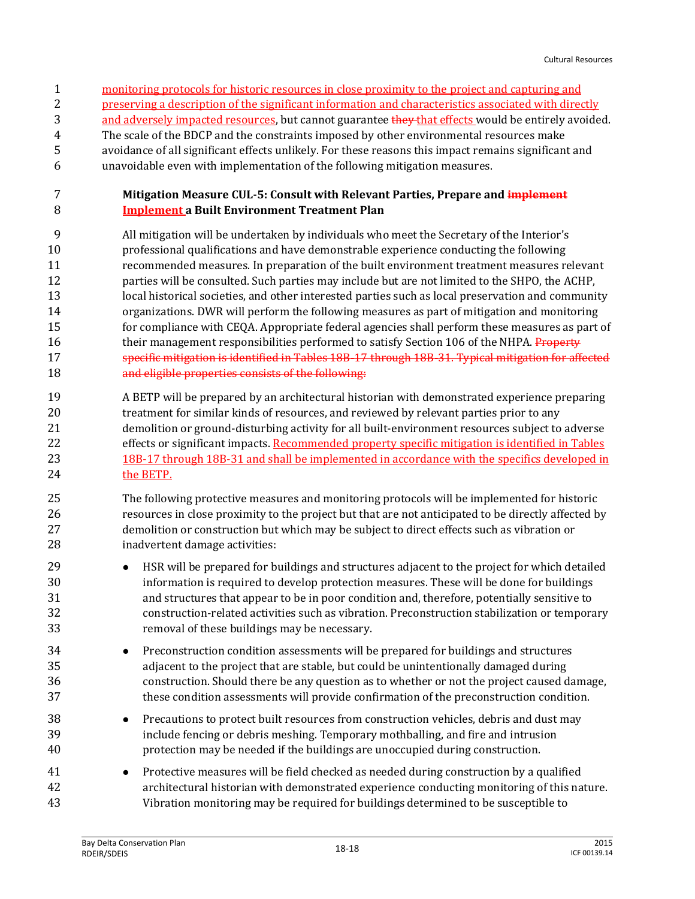monitoring protocols for historic resources in close proximity to the project and capturing and preserving a description of the significant information and characteristics associated with directly and adversely impacted resources, but cannot guarantee ~~they~~ that effects would be entirely avoided. The scale of the BDCP and the constraints imposed by other environmental resources make avoidance of all significant effects unlikely. For these reasons this impact remains significant and unavoidable even with implementation of the following mitigation measures.

**Mitigation Measure CUL-5: Consult with Relevant Parties, Prepare and ~~implement~~ Implement a Built Environment Treatment Plan**

All mitigation will be undertaken by individuals who meet the Secretary of the Interior's professional qualifications and have demonstrable experience conducting the following recommended measures. In preparation of the built environment treatment measures relevant parties will be consulted. Such parties may include but are not limited to the SHPO, the ACHP, local historical societies, and other interested parties such as local preservation and community organizations. DWR will perform the following measures as part of mitigation and monitoring for compliance with CEQA. Appropriate federal agencies shall perform these measures as part of their management responsibilities performed to satisfy Section 106 of the NHPA. ~~Property specific mitigation is identified in Tables 18B-17 through 18B-31. Typical mitigation for affected and eligible properties consists of the following:~~

A BETP will be prepared by an architectural historian with demonstrated experience preparing treatment for similar kinds of resources, and reviewed by relevant parties prior to any demolition or ground-disturbing activity for all built-environment resources subject to adverse effects or significant impacts. Recommended property specific mitigation is identified in Tables 18B-17 through 18B-31 and shall be implemented in accordance with the specifics developed in the BETP.

The following protective measures and monitoring protocols will be implemented for historic resources in close proximity to the project but that are not anticipated to be directly affected by demolition or construction but which may be subject to direct effects such as vibration or inadvertent damage activities:

- HSR will be prepared for buildings and structures adjacent to the project for which detailed information is required to develop protection measures. These will be done for buildings and structures that appear to be in poor condition and, therefore, potentially sensitive to construction-related activities such as vibration. Preconstruction stabilization or temporary removal of these buildings may be necessary.
- Preconstruction condition assessments will be prepared for buildings and structures adjacent to the project that are stable, but could be unintentionally damaged during construction. Should there be any question as to whether or not the project caused damage, these condition assessments will provide confirmation of the preconstruction condition.
- Precautions to protect built resources from construction vehicles, debris and dust may include fencing or debris meshing. Temporary mothballing, and fire and intrusion protection may be needed if the buildings are unoccupied during construction.
- Protective measures will be field checked as needed during construction by a qualified architectural historian with demonstrated experience conducting monitoring of this nature. Vibration monitoring may be required for buildings determined to be susceptible to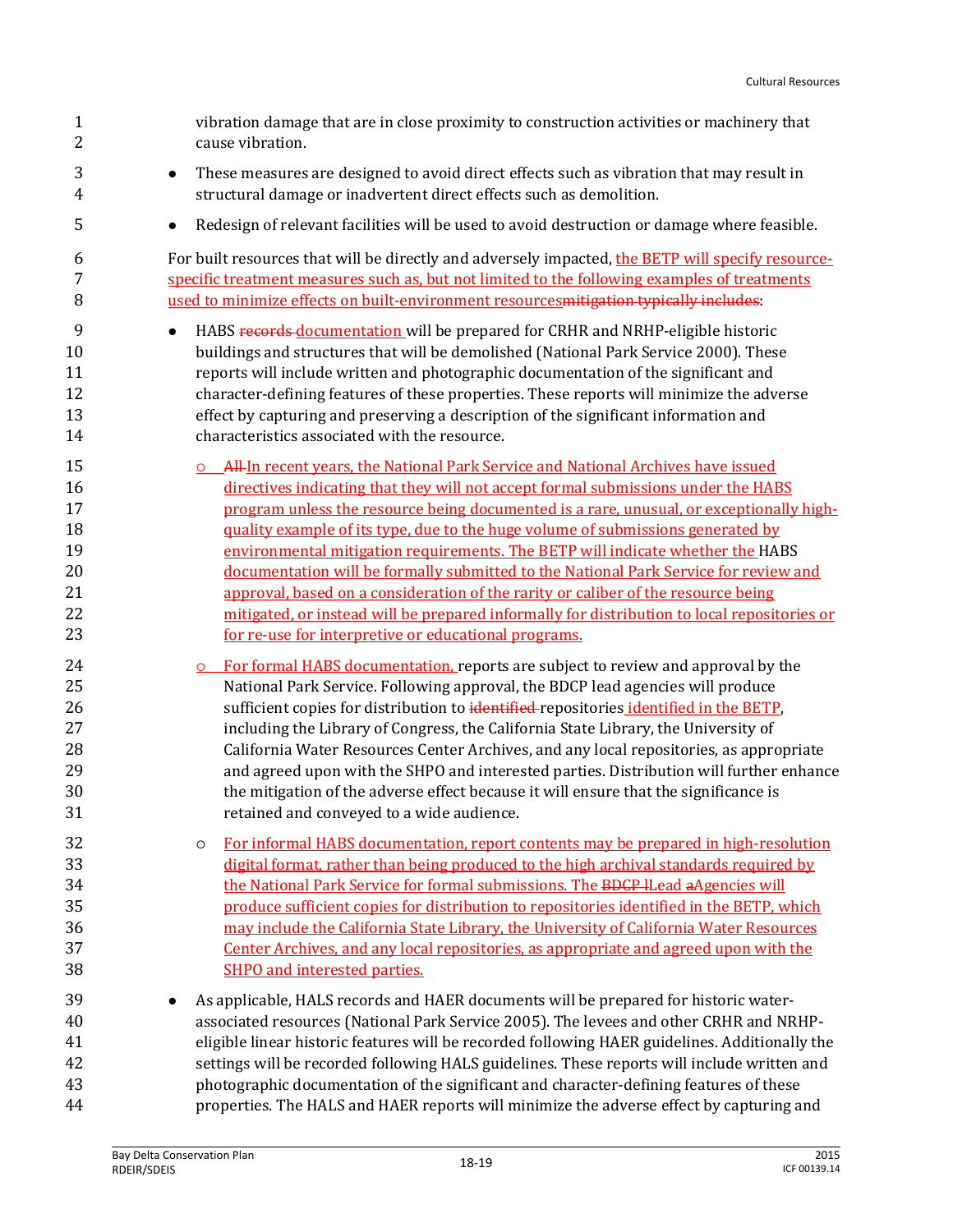vibration damage that are in close proximity to construction activities or machinery that cause vibration.

- These measures are designed to avoid direct effects such as vibration that may result in structural damage or inadvertent direct effects such as demolition.
- Redesign of relevant facilities will be used to avoid destruction or damage where feasible.

For built resources that will be directly and adversely impacted, <ins>the BETP will specify resource-specific treatment measures such as, but not limited to the following examples of treatments used to minimize effects on built-environment resources</ins>~~mitigation typically includes~~:

- HABS ~~records~~ <ins>documentation</ins> will be prepared for CRHR and NRHP-eligible historic buildings and structures that will be demolished (National Park Service 2000). These reports will include written and photographic documentation of the significant and character-defining features of these properties. These reports will minimize the adverse effect by capturing and preserving a description of the significant information and characteristics associated with the resource.
  - ~~All~~ <ins>In recent years, the National Park Service and National Archives have issued directives indicating that they will not accept formal submissions under the HABS program unless the resource being documented is a rare, unusual, or exceptionally high-quality example of its type, due to the huge volume of submissions generated by environmental mitigation requirements. The BETP will indicate whether the</ins> HABS <ins>documentation will be formally submitted to the National Park Service for review and approval, based on a consideration of the rarity or caliber of the resource being mitigated, or instead will be prepared informally for distribution to local repositories or for re-use for interpretive or educational programs.</ins>
  - <ins>For formal HABS documentation,</ins> reports are subject to review and approval by the National Park Service. Following approval, the BDCP lead agencies will produce sufficient copies for distribution to ~~identified~~ repositories <ins>identified in the BETP</ins>, including the Library of Congress, the California State Library, the University of California Water Resources Center Archives, and any local repositories, as appropriate and agreed upon with the SHPO and interested parties. Distribution will further enhance the mitigation of the adverse effect because it will ensure that the significance is retained and conveyed to a wide audience.
  - <ins>For informal HABS documentation, report contents may be prepared in high-resolution digital format, rather than being produced to the high archival standards required by the National Park Service for formal submissions. The ~~BDCP l~~Lead ~~a~~Agencies will produce sufficient copies for distribution to repositories identified in the BETP, which may include the California State Library, the University of California Water Resources Center Archives, and any local repositories, as appropriate and agreed upon with the SHPO and interested parties.</ins>
- As applicable, HALS records and HAER documents will be prepared for historic water-associated resources (National Park Service 2005). The levees and other CRHR and NRHP-eligible linear historic features will be recorded following HAER guidelines. Additionally the settings will be recorded following HALS guidelines. These reports will include written and photographic documentation of the significant and character-defining features of these properties. The HALS and HAER reports will minimize the adverse effect by capturing and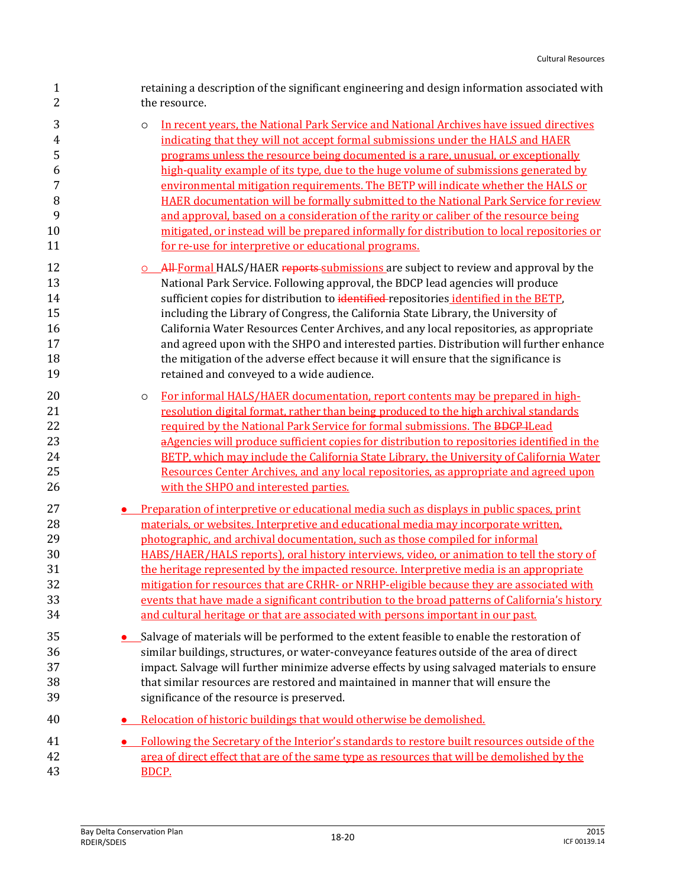retaining a description of the significant engineering and design information associated with the resource.

  - In recent years, the National Park Service and National Archives have issued directives indicating that they will not accept formal submissions under the HALS and HAER programs unless the resource being documented is a rare, unusual, or exceptionally high-quality example of its type, due to the huge volume of submissions generated by environmental mitigation requirements. The BETP will indicate whether the HALS or HAER documentation will be formally submitted to the National Park Service for review and approval, based on a consideration of the rarity or caliber of the resource being mitigated, or instead will be prepared informally for distribution to local repositories or for re-use for interpretive or educational programs.
  - ~~All~~ Formal HALS/HAER ~~reports~~ submissions are subject to review and approval by the National Park Service. Following approval, the BDCP lead agencies will produce sufficient copies for distribution to ~~identified~~ repositories identified in the BETP, including the Library of Congress, the California State Library, the University of California Water Resources Center Archives, and any local repositories, as appropriate and agreed upon with the SHPO and interested parties. Distribution will further enhance the mitigation of the adverse effect because it will ensure that the significance is retained and conveyed to a wide audience.
  - For informal HALS/HAER documentation, report contents may be prepared in high-resolution digital format, rather than being produced to the high archival standards required by the National Park Service for formal submissions. The ~~BDCP l~~Lead ~~a~~Agencies will produce sufficient copies for distribution to repositories identified in the BETP, which may include the California State Library, the University of California Water Resources Center Archives, and any local repositories, as appropriate and agreed upon with the SHPO and interested parties.
- Preparation of interpretive or educational media such as displays in public spaces, print materials, or websites. Interpretive and educational media may incorporate written, photographic, and archival documentation, such as those compiled for informal HABS/HAER/HALS reports), oral history interviews, video, or animation to tell the story of the heritage represented by the impacted resource. Interpretive media is an appropriate mitigation for resources that are CRHR- or NRHP-eligible because they are associated with events that have made a significant contribution to the broad patterns of California's history and cultural heritage or that are associated with persons important in our past.
- Salvage of materials will be performed to the extent feasible to enable the restoration of similar buildings, structures, or water-conveyance features outside of the area of direct impact. Salvage will further minimize adverse effects by using salvaged materials to ensure that similar resources are restored and maintained in manner that will ensure the significance of the resource is preserved.
- Relocation of historic buildings that would otherwise be demolished.
- Following the Secretary of the Interior's standards to restore built resources outside of the area of direct effect that are of the same type as resources that will be demolished by the BDCP.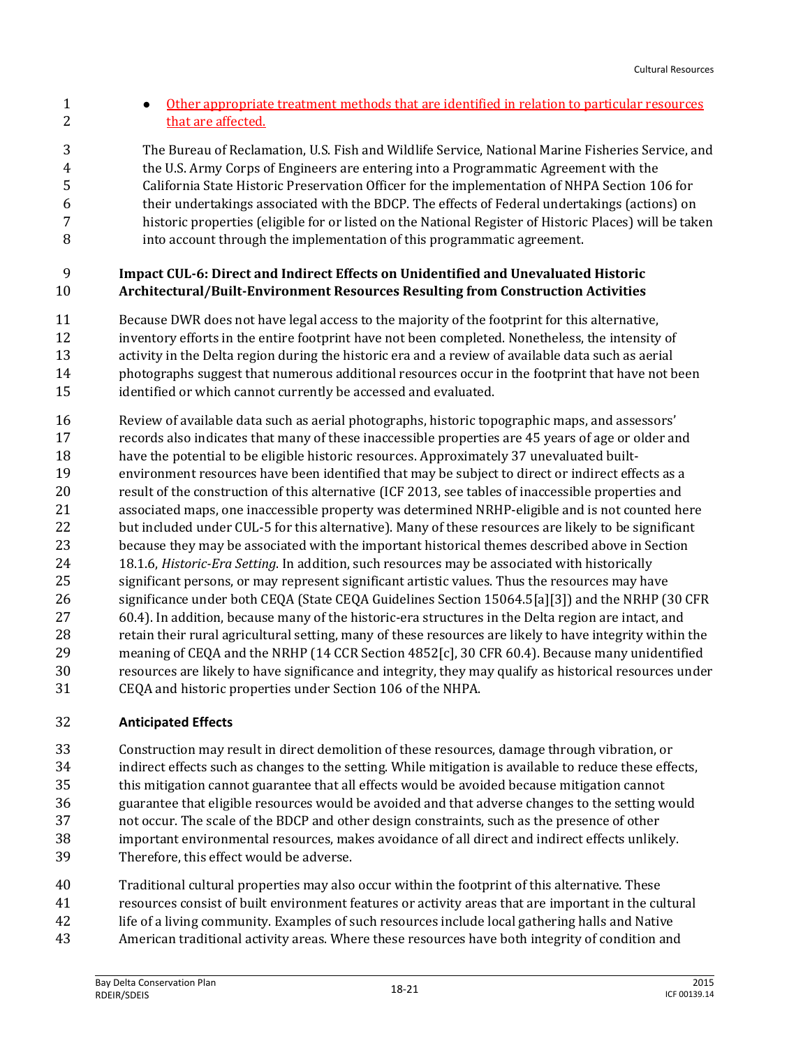- Other appropriate treatment methods that are identified in relation to particular resources that are affected.

The Bureau of Reclamation, U.S. Fish and Wildlife Service, National Marine Fisheries Service, and the U.S. Army Corps of Engineers are entering into a Programmatic Agreement with the California State Historic Preservation Officer for the implementation of NHPA Section 106 for their undertakings associated with the BDCP. The effects of Federal undertakings (actions) on historic properties (eligible for or listed on the National Register of Historic Places) will be taken into account through the implementation of this programmatic agreement.

**Impact CUL-6: Direct and Indirect Effects on Unidentified and Unevaluated Historic Architectural/Built-Environment Resources Resulting from Construction Activities**

Because DWR does not have legal access to the majority of the footprint for this alternative, inventory efforts in the entire footprint have not been completed. Nonetheless, the intensity of activity in the Delta region during the historic era and a review of available data such as aerial photographs suggest that numerous additional resources occur in the footprint that have not been identified or which cannot currently be accessed and evaluated.

Review of available data such as aerial photographs, historic topographic maps, and assessors' records also indicates that many of these inaccessible properties are 45 years of age or older and have the potential to be eligible historic resources. Approximately 37 unevaluated built-environment resources have been identified that may be subject to direct or indirect effects as a result of the construction of this alternative (ICF 2013, see tables of inaccessible properties and associated maps, one inaccessible property was determined NRHP-eligible and is not counted here but included under CUL-5 for this alternative). Many of these resources are likely to be significant because they may be associated with the important historical themes described above in Section 18.1.6, *Historic-Era Setting*. In addition, such resources may be associated with historically significant persons, or may represent significant artistic values. Thus the resources may have significance under both CEQA (State CEQA Guidelines Section 15064.5[a][3]) and the NRHP (30 CFR 60.4). In addition, because many of the historic-era structures in the Delta region are intact, and retain their rural agricultural setting, many of these resources are likely to have integrity within the meaning of CEQA and the NRHP (14 CCR Section 4852[c], 30 CFR 60.4). Because many unidentified resources are likely to have significance and integrity, they may qualify as historical resources under CEQA and historic properties under Section 106 of the NHPA.

**Anticipated Effects**

Construction may result in direct demolition of these resources, damage through vibration, or indirect effects such as changes to the setting. While mitigation is available to reduce these effects, this mitigation cannot guarantee that all effects would be avoided because mitigation cannot guarantee that eligible resources would be avoided and that adverse changes to the setting would not occur. The scale of the BDCP and other design constraints, such as the presence of other important environmental resources, makes avoidance of all direct and indirect effects unlikely. Therefore, this effect would be adverse.

Traditional cultural properties may also occur within the footprint of this alternative. These resources consist of built environment features or activity areas that are important in the cultural life of a living community. Examples of such resources include local gathering halls and Native American traditional activity areas. Where these resources have both integrity of condition and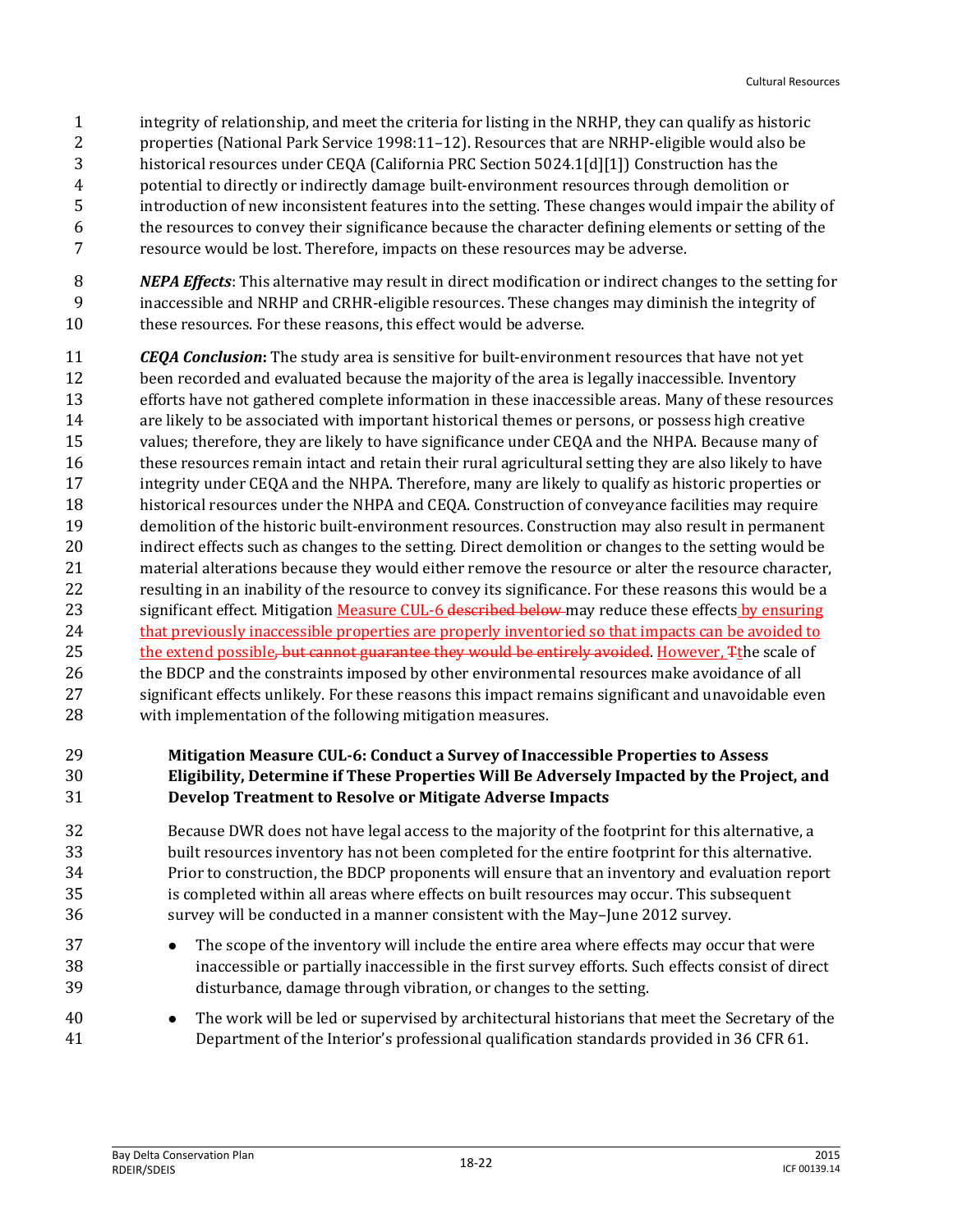integrity of relationship, and meet the criteria for listing in the NRHP, they can qualify as historic properties (National Park Service 1998:11–12). Resources that are NRHP-eligible would also be historical resources under CEQA (California PRC Section 5024.1[d][1]) Construction has the potential to directly or indirectly damage built-environment resources through demolition or introduction of new inconsistent features into the setting. These changes would impair the ability of the resources to convey their significance because the character defining elements or setting of the resource would be lost. Therefore, impacts on these resources may be adverse.

***NEPA Effects***: This alternative may result in direct modification or indirect changes to the setting for inaccessible and NRHP and CRHR-eligible resources. These changes may diminish the integrity of these resources. For these reasons, this effect would be adverse.

***CEQA Conclusion*:** The study area is sensitive for built-environment resources that have not yet been recorded and evaluated because the majority of the area is legally inaccessible. Inventory efforts have not gathered complete information in these inaccessible areas. Many of these resources are likely to be associated with important historical themes or persons, or possess high creative values; therefore, they are likely to have significance under CEQA and the NHPA. Because many of these resources remain intact and retain their rural agricultural setting they are also likely to have integrity under CEQA and the NHPA. Therefore, many are likely to qualify as historic properties or historical resources under the NHPA and CEQA. Construction of conveyance facilities may require demolition of the historic built-environment resources. Construction may also result in permanent indirect effects such as changes to the setting. Direct demolition or changes to the setting would be material alterations because they would either remove the resource or alter the resource character, resulting in an inability of the resource to convey its significance. For these reasons this would be a significant effect. Mitigation Measure CUL-6 ~~described below~~ may reduce these effects by ensuring that previously inaccessible properties are properly inventoried so that impacts can be avoided to the extend possible~~, but cannot guarantee they would be entirely avoided~~. However, ~~T~~the scale of the BDCP and the constraints imposed by other environmental resources make avoidance of all significant effects unlikely. For these reasons this impact remains significant and unavoidable even with implementation of the following mitigation measures.

**Mitigation Measure CUL-6: Conduct a Survey of Inaccessible Properties to Assess Eligibility, Determine if These Properties Will Be Adversely Impacted by the Project, and Develop Treatment to Resolve or Mitigate Adverse Impacts**

Because DWR does not have legal access to the majority of the footprint for this alternative, a built resources inventory has not been completed for the entire footprint for this alternative. Prior to construction, the BDCP proponents will ensure that an inventory and evaluation report is completed within all areas where effects on built resources may occur. This subsequent survey will be conducted in a manner consistent with the May–June 2012 survey.

- The scope of the inventory will include the entire area where effects may occur that were inaccessible or partially inaccessible in the first survey efforts. Such effects consist of direct disturbance, damage through vibration, or changes to the setting.
- The work will be led or supervised by architectural historians that meet the Secretary of the Department of the Interior's professional qualification standards provided in 36 CFR 61.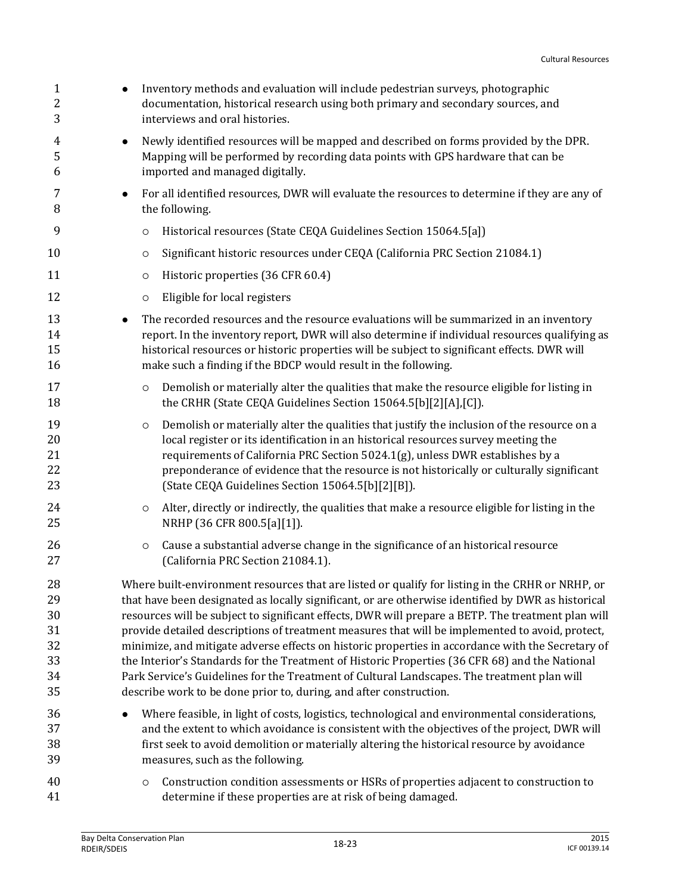- Inventory methods and evaluation will include pedestrian surveys, photographic documentation, historical research using both primary and secondary sources, and interviews and oral histories.
- Newly identified resources will be mapped and described on forms provided by the DPR. Mapping will be performed by recording data points with GPS hardware that can be imported and managed digitally.
- For all identified resources, DWR will evaluate the resources to determine if they are any of the following.
    - Historical resources (State CEQA Guidelines Section 15064.5[a])
    - Significant historic resources under CEQA (California PRC Section 21084.1)
    - Historic properties (36 CFR 60.4)
    - Eligible for local registers
- The recorded resources and the resource evaluations will be summarized in an inventory report. In the inventory report, DWR will also determine if individual resources qualifying as historical resources or historic properties will be subject to significant effects. DWR will make such a finding if the BDCP would result in the following.
    - Demolish or materially alter the qualities that make the resource eligible for listing in the CRHR (State CEQA Guidelines Section 15064.5[b][2][A],[C]).
    - Demolish or materially alter the qualities that justify the inclusion of the resource on a local register or its identification in an historical resources survey meeting the requirements of California PRC Section 5024.1(g), unless DWR establishes by a preponderance of evidence that the resource is not historically or culturally significant (State CEQA Guidelines Section 15064.5[b][2][B]).
    - Alter, directly or indirectly, the qualities that make a resource eligible for listing in the NRHP (36 CFR 800.5[a][1]).
    - Cause a substantial adverse change in the significance of an historical resource (California PRC Section 21084.1).

Where built-environment resources that are listed or qualify for listing in the CRHR or NRHP, or that have been designated as locally significant, or are otherwise identified by DWR as historical resources will be subject to significant effects, DWR will prepare a BETP. The treatment plan will provide detailed descriptions of treatment measures that will be implemented to avoid, protect, minimize, and mitigate adverse effects on historic properties in accordance with the Secretary of the Interior's Standards for the Treatment of Historic Properties (36 CFR 68) and the National Park Service's Guidelines for the Treatment of Cultural Landscapes. The treatment plan will describe work to be done prior to, during, and after construction.

- Where feasible, in light of costs, logistics, technological and environmental considerations, and the extent to which avoidance is consistent with the objectives of the project, DWR will first seek to avoid demolition or materially altering the historical resource by avoidance measures, such as the following.
    - Construction condition assessments or HSRs of properties adjacent to construction to determine if these properties are at risk of being damaged.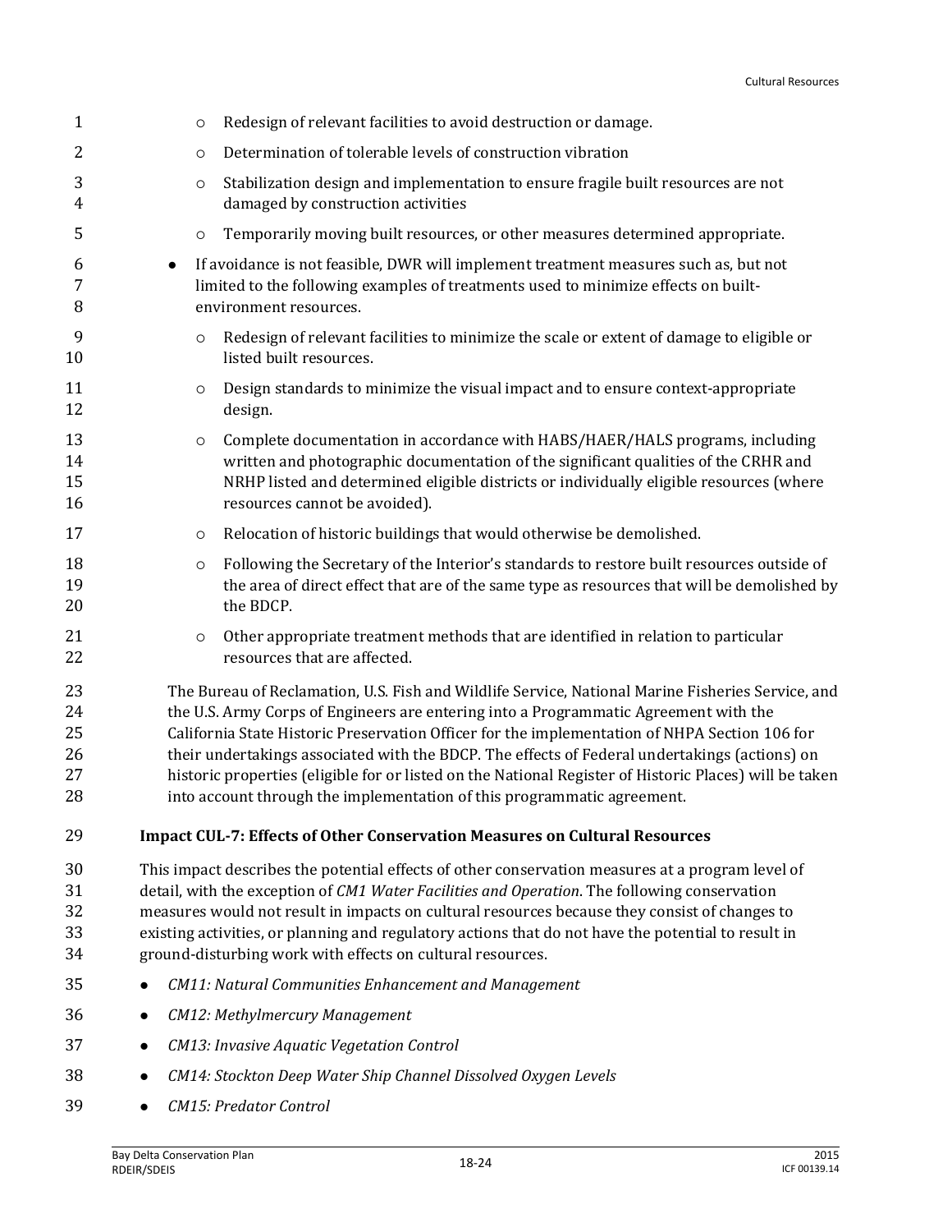- Redesign of relevant facilities to avoid destruction or damage.
- Determination of tolerable levels of construction vibration
- Stabilization design and implementation to ensure fragile built resources are not damaged by construction activities
- Temporarily moving built resources, or other measures determined appropriate.

- If avoidance is not feasible, DWR will implement treatment measures such as, but not limited to the following examples of treatments used to minimize effects on built-environment resources.
  - Redesign of relevant facilities to minimize the scale or extent of damage to eligible or listed built resources.
  - Design standards to minimize the visual impact and to ensure context-appropriate design.
  - Complete documentation in accordance with HABS/HAER/HALS programs, including written and photographic documentation of the significant qualities of the CRHR and NRHP listed and determined eligible districts or individually eligible resources (where resources cannot be avoided).
  - Relocation of historic buildings that would otherwise be demolished.
  - Following the Secretary of the Interior's standards to restore built resources outside of the area of direct effect that are of the same type as resources that will be demolished by the BDCP.
  - Other appropriate treatment methods that are identified in relation to particular resources that are affected.

The Bureau of Reclamation, U.S. Fish and Wildlife Service, National Marine Fisheries Service, and the U.S. Army Corps of Engineers are entering into a Programmatic Agreement with the California State Historic Preservation Officer for the implementation of NHPA Section 106 for their undertakings associated with the BDCP. The effects of Federal undertakings (actions) on historic properties (eligible for or listed on the National Register of Historic Places) will be taken into account through the implementation of this programmatic agreement.

**Impact CUL-7: Effects of Other Conservation Measures on Cultural Resources**

This impact describes the potential effects of other conservation measures at a program level of detail, with the exception of *CM1 Water Facilities and Operation*. The following conservation measures would not result in impacts on cultural resources because they consist of changes to existing activities, or planning and regulatory actions that do not have the potential to result in ground-disturbing work with effects on cultural resources.

- *CM11: Natural Communities Enhancement and Management*
- *CM12: Methylmercury Management*
- *CM13: Invasive Aquatic Vegetation Control*
- *CM14: Stockton Deep Water Ship Channel Dissolved Oxygen Levels*
- *CM15: Predator Control*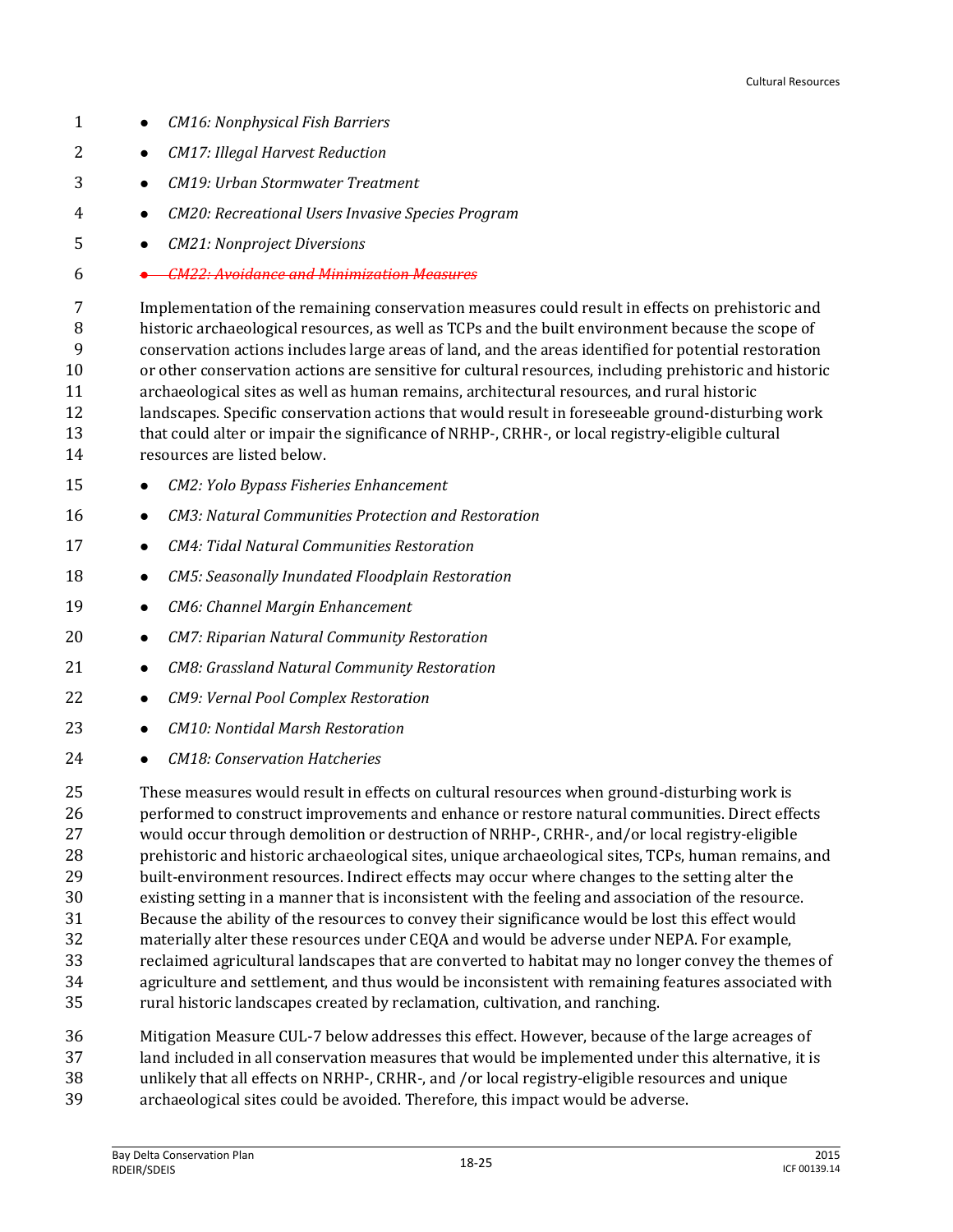- *CM16: Nonphysical Fish Barriers*
- *CM17: Illegal Harvest Reduction*
- *CM19: Urban Stormwater Treatment*
- *CM20: Recreational Users Invasive Species Program*
- *CM21: Nonproject Diversions*
- ~~*CM22: Avoidance and Minimization Measures*~~

Implementation of the remaining conservation measures could result in effects on prehistoric and historic archaeological resources, as well as TCPs and the built environment because the scope of conservation actions includes large areas of land, and the areas identified for potential restoration or other conservation actions are sensitive for cultural resources, including prehistoric and historic archaeological sites as well as human remains, architectural resources, and rural historic landscapes. Specific conservation actions that would result in foreseeable ground-disturbing work that could alter or impair the significance of NRHP-, CRHR-, or local registry-eligible cultural resources are listed below.

- *CM2: Yolo Bypass Fisheries Enhancement*
- *CM3: Natural Communities Protection and Restoration*
- *CM4: Tidal Natural Communities Restoration*
- *CM5: Seasonally Inundated Floodplain Restoration*
- *CM6: Channel Margin Enhancement*
- *CM7: Riparian Natural Community Restoration*
- *CM8: Grassland Natural Community Restoration*
- *CM9: Vernal Pool Complex Restoration*
- *CM10: Nontidal Marsh Restoration*
- *CM18: Conservation Hatcheries*

These measures would result in effects on cultural resources when ground-disturbing work is performed to construct improvements and enhance or restore natural communities. Direct effects would occur through demolition or destruction of NRHP-, CRHR-, and/or local registry-eligible prehistoric and historic archaeological sites, unique archaeological sites, TCPs, human remains, and built-environment resources. Indirect effects may occur where changes to the setting alter the existing setting in a manner that is inconsistent with the feeling and association of the resource. Because the ability of the resources to convey their significance would be lost this effect would materially alter these resources under CEQA and would be adverse under NEPA. For example, reclaimed agricultural landscapes that are converted to habitat may no longer convey the themes of agriculture and settlement, and thus would be inconsistent with remaining features associated with rural historic landscapes created by reclamation, cultivation, and ranching.

Mitigation Measure CUL-7 below addresses this effect. However, because of the large acreages of land included in all conservation measures that would be implemented under this alternative, it is unlikely that all effects on NRHP-, CRHR-, and /or local registry-eligible resources and unique archaeological sites could be avoided. Therefore, this impact would be adverse.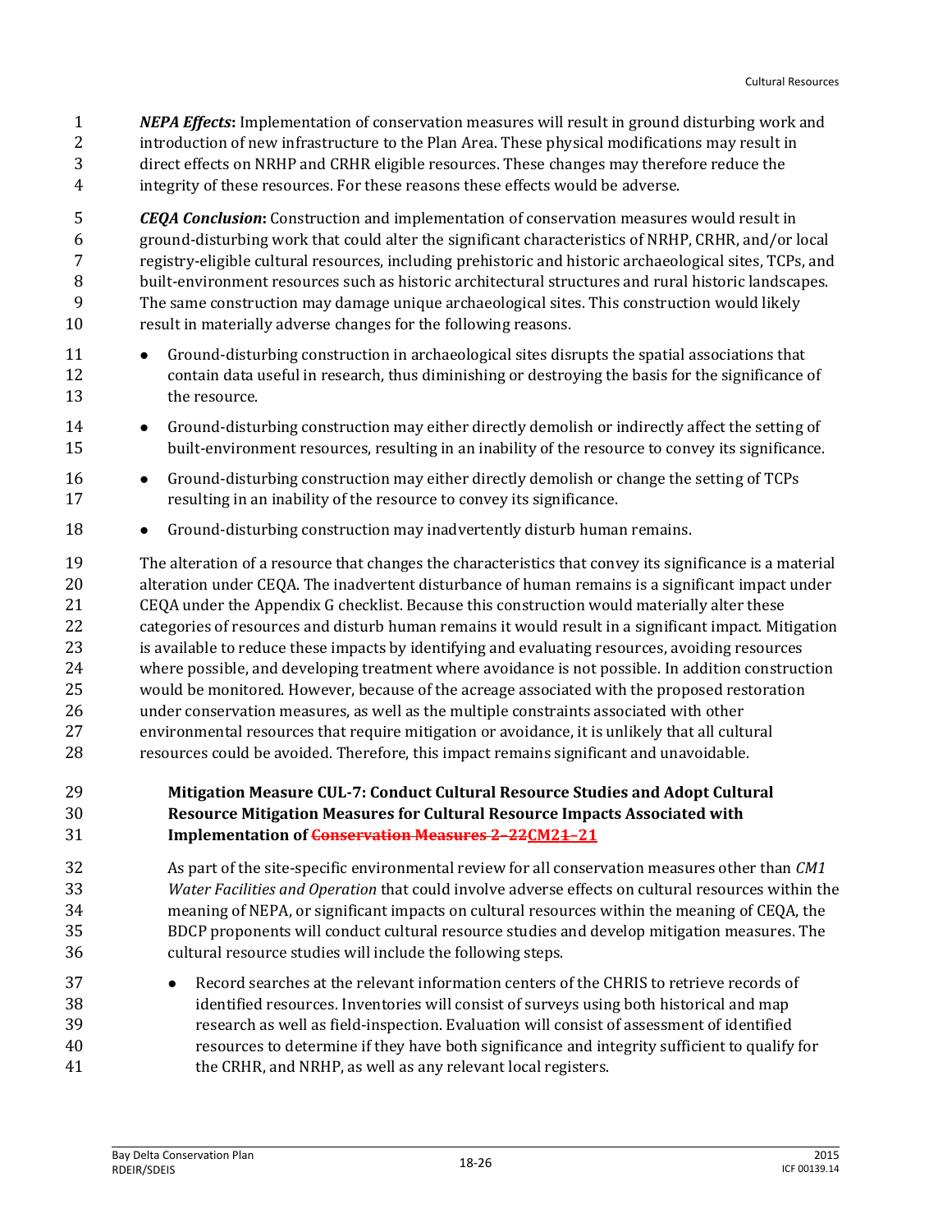*NEPA Effects***:** Implementation of conservation measures will result in ground disturbing work and introduction of new infrastructure to the Plan Area. These physical modifications may result in direct effects on NRHP and CRHR eligible resources. These changes may therefore reduce the integrity of these resources. For these reasons these effects would be adverse.

*CEQA Conclusion***:** Construction and implementation of conservation measures would result in ground-disturbing work that could alter the significant characteristics of NRHP, CRHR, and/or local registry-eligible cultural resources, including prehistoric and historic archaeological sites, TCPs, and built-environment resources such as historic architectural structures and rural historic landscapes. The same construction may damage unique archaeological sites. This construction would likely result in materially adverse changes for the following reasons.

- Ground-disturbing construction in archaeological sites disrupts the spatial associations that contain data useful in research, thus diminishing or destroying the basis for the significance of the resource.
- Ground-disturbing construction may either directly demolish or indirectly affect the setting of built-environment resources, resulting in an inability of the resource to convey its significance.
- Ground-disturbing construction may either directly demolish or change the setting of TCPs resulting in an inability of the resource to convey its significance.
- Ground-disturbing construction may inadvertently disturb human remains.

The alteration of a resource that changes the characteristics that convey its significance is a material alteration under CEQA. The inadvertent disturbance of human remains is a significant impact under CEQA under the Appendix G checklist. Because this construction would materially alter these categories of resources and disturb human remains it would result in a significant impact. Mitigation is available to reduce these impacts by identifying and evaluating resources, avoiding resources where possible, and developing treatment where avoidance is not possible. In addition construction would be monitored. However, because of the acreage associated with the proposed restoration under conservation measures, as well as the multiple constraints associated with other environmental resources that require mitigation or avoidance, it is unlikely that all cultural resources could be avoided. Therefore, this impact remains significant and unavoidable.

**Mitigation Measure CUL-7: Conduct Cultural Resource Studies and Adopt Cultural Resource Mitigation Measures for Cultural Resource Impacts Associated with Implementation of ~~Conservation Measures 2–22~~CM2~~1~~–21**

As part of the site-specific environmental review for all conservation measures other than *CM1 Water Facilities and Operation* that could involve adverse effects on cultural resources within the meaning of NEPA, or significant impacts on cultural resources within the meaning of CEQA, the BDCP proponents will conduct cultural resource studies and develop mitigation measures. The cultural resource studies will include the following steps.

- Record searches at the relevant information centers of the CHRIS to retrieve records of identified resources. Inventories will consist of surveys using both historical and map research as well as field-inspection. Evaluation will consist of assessment of identified resources to determine if they have both significance and integrity sufficient to qualify for the CRHR, and NRHP, as well as any relevant local registers.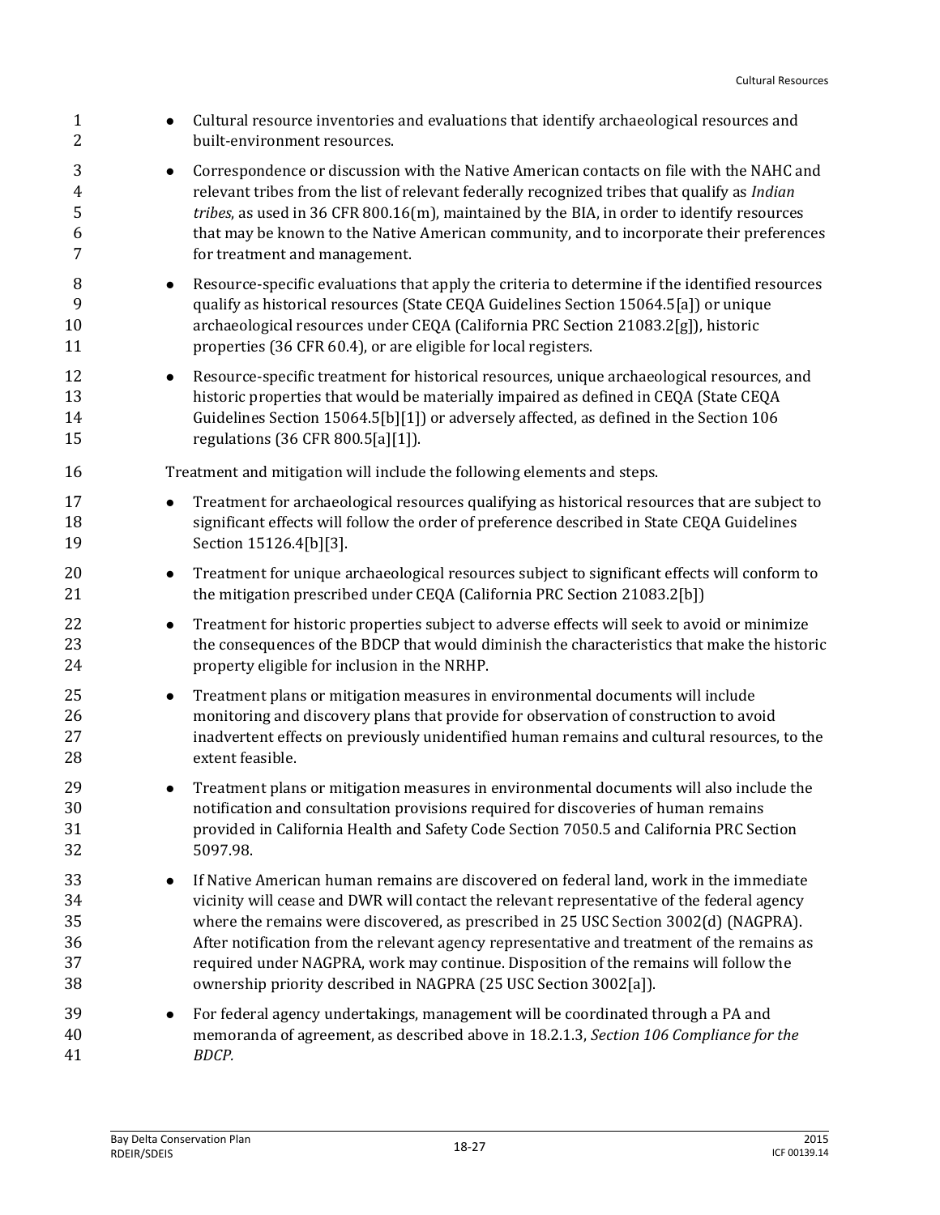- Cultural resource inventories and evaluations that identify archaeological resources and built-environment resources.
- Correspondence or discussion with the Native American contacts on file with the NAHC and relevant tribes from the list of relevant federally recognized tribes that qualify as *Indian tribes*, as used in 36 CFR 800.16(m), maintained by the BIA, in order to identify resources that may be known to the Native American community, and to incorporate their preferences for treatment and management.
- Resource-specific evaluations that apply the criteria to determine if the identified resources qualify as historical resources (State CEQA Guidelines Section 15064.5[a]) or unique archaeological resources under CEQA (California PRC Section 21083.2[g]), historic properties (36 CFR 60.4), or are eligible for local registers.
- Resource-specific treatment for historical resources, unique archaeological resources, and historic properties that would be materially impaired as defined in CEQA (State CEQA Guidelines Section 15064.5[b][1]) or adversely affected, as defined in the Section 106 regulations (36 CFR 800.5[a][1]).

Treatment and mitigation will include the following elements and steps.

- Treatment for archaeological resources qualifying as historical resources that are subject to significant effects will follow the order of preference described in State CEQA Guidelines Section 15126.4[b][3].
- Treatment for unique archaeological resources subject to significant effects will conform to the mitigation prescribed under CEQA (California PRC Section 21083.2[b])
- Treatment for historic properties subject to adverse effects will seek to avoid or minimize the consequences of the BDCP that would diminish the characteristics that make the historic property eligible for inclusion in the NRHP.
- Treatment plans or mitigation measures in environmental documents will include monitoring and discovery plans that provide for observation of construction to avoid inadvertent effects on previously unidentified human remains and cultural resources, to the extent feasible.
- Treatment plans or mitigation measures in environmental documents will also include the notification and consultation provisions required for discoveries of human remains provided in California Health and Safety Code Section 7050.5 and California PRC Section 5097.98.
- If Native American human remains are discovered on federal land, work in the immediate vicinity will cease and DWR will contact the relevant representative of the federal agency where the remains were discovered, as prescribed in 25 USC Section 3002(d) (NAGPRA). After notification from the relevant agency representative and treatment of the remains as required under NAGPRA, work may continue. Disposition of the remains will follow the ownership priority described in NAGPRA (25 USC Section 3002[a]).
- For federal agency undertakings, management will be coordinated through a PA and memoranda of agreement, as described above in 18.2.1.3, *Section 106 Compliance for the BDCP.*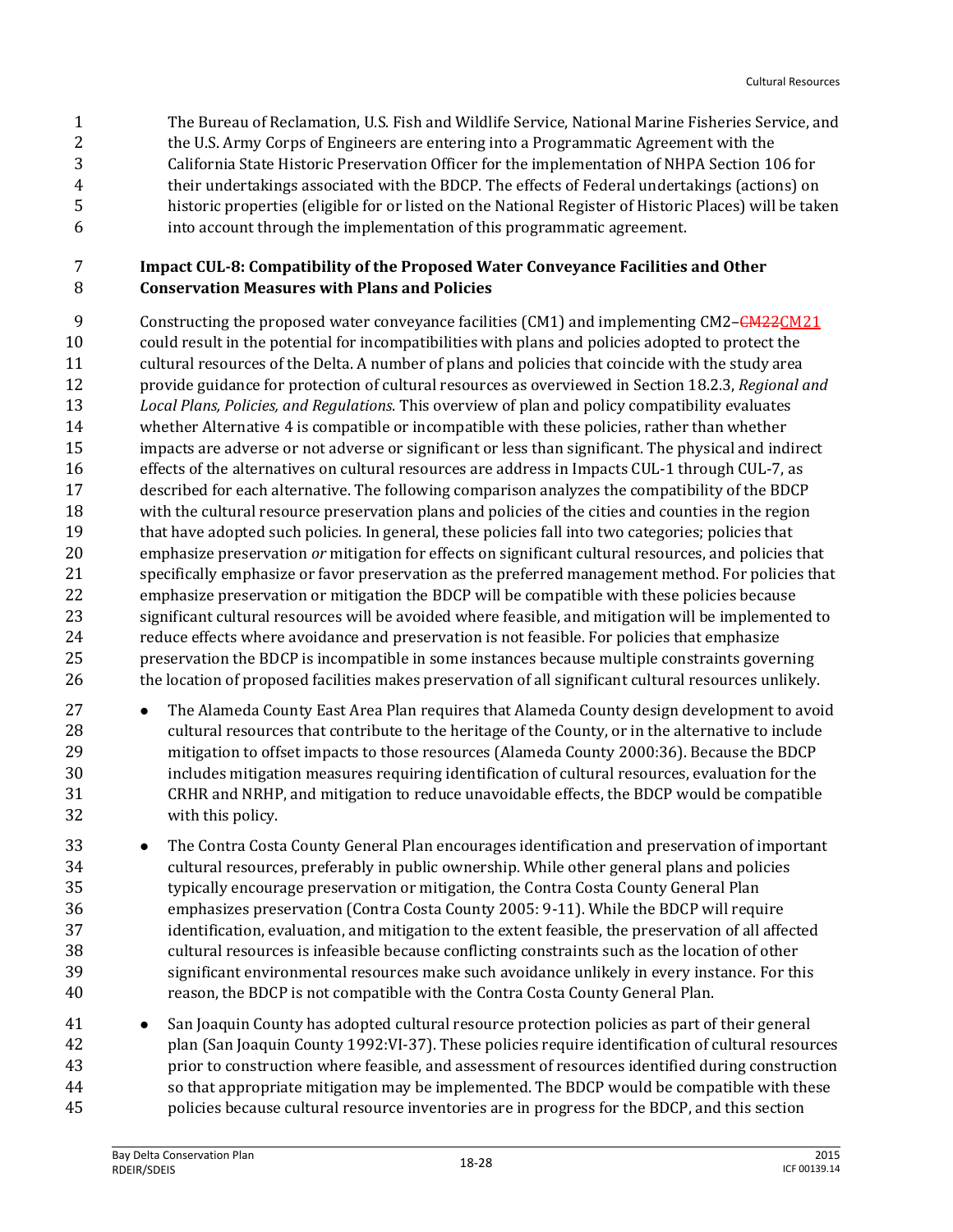The Bureau of Reclamation, U.S. Fish and Wildlife Service, National Marine Fisheries Service, and the U.S. Army Corps of Engineers are entering into a Programmatic Agreement with the California State Historic Preservation Officer for the implementation of NHPA Section 106 for their undertakings associated with the BDCP. The effects of Federal undertakings (actions) on historic properties (eligible for or listed on the National Register of Historic Places) will be taken into account through the implementation of this programmatic agreement.

**Impact CUL-8: Compatibility of the Proposed Water Conveyance Facilities and Other Conservation Measures with Plans and Policies**

Constructing the proposed water conveyance facilities (CM1) and implementing CM2–~~CM22~~CM21 could result in the potential for incompatibilities with plans and policies adopted to protect the cultural resources of the Delta. A number of plans and policies that coincide with the study area provide guidance for protection of cultural resources as overviewed in Section 18.2.3, *Regional and Local Plans, Policies, and Regulations*. This overview of plan and policy compatibility evaluates whether Alternative 4 is compatible or incompatible with these policies, rather than whether impacts are adverse or not adverse or significant or less than significant. The physical and indirect effects of the alternatives on cultural resources are address in Impacts CUL-1 through CUL-7, as described for each alternative. The following comparison analyzes the compatibility of the BDCP with the cultural resource preservation plans and policies of the cities and counties in the region that have adopted such policies. In general, these policies fall into two categories; policies that emphasize preservation *or* mitigation for effects on significant cultural resources, and policies that specifically emphasize or favor preservation as the preferred management method. For policies that emphasize preservation or mitigation the BDCP will be compatible with these policies because significant cultural resources will be avoided where feasible, and mitigation will be implemented to reduce effects where avoidance and preservation is not feasible. For policies that emphasize preservation the BDCP is incompatible in some instances because multiple constraints governing the location of proposed facilities makes preservation of all significant cultural resources unlikely.

- The Alameda County East Area Plan requires that Alameda County design development to avoid cultural resources that contribute to the heritage of the County, or in the alternative to include mitigation to offset impacts to those resources (Alameda County 2000:36). Because the BDCP includes mitigation measures requiring identification of cultural resources, evaluation for the CRHR and NRHP, and mitigation to reduce unavoidable effects, the BDCP would be compatible with this policy.
- The Contra Costa County General Plan encourages identification and preservation of important cultural resources, preferably in public ownership. While other general plans and policies typically encourage preservation or mitigation, the Contra Costa County General Plan emphasizes preservation (Contra Costa County 2005: 9-11). While the BDCP will require identification, evaluation, and mitigation to the extent feasible, the preservation of all affected cultural resources is infeasible because conflicting constraints such as the location of other significant environmental resources make such avoidance unlikely in every instance. For this reason, the BDCP is not compatible with the Contra Costa County General Plan.
- San Joaquin County has adopted cultural resource protection policies as part of their general plan (San Joaquin County 1992:VI-37). These policies require identification of cultural resources prior to construction where feasible, and assessment of resources identified during construction so that appropriate mitigation may be implemented. The BDCP would be compatible with these policies because cultural resource inventories are in progress for the BDCP, and this section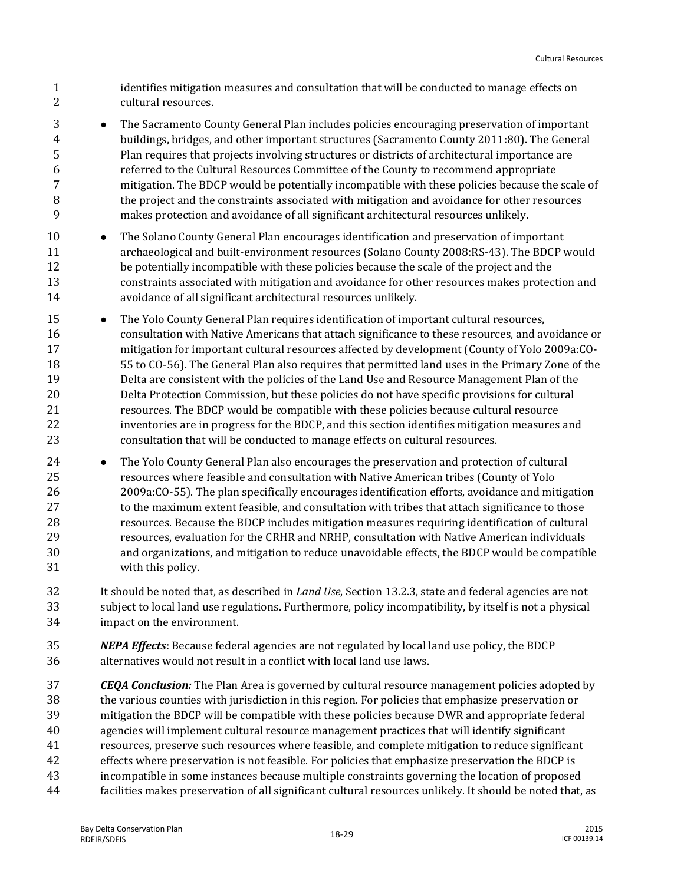identifies mitigation measures and consultation that will be conducted to manage effects on cultural resources.

- The Sacramento County General Plan includes policies encouraging preservation of important buildings, bridges, and other important structures (Sacramento County 2011:80). The General Plan requires that projects involving structures or districts of architectural importance are referred to the Cultural Resources Committee of the County to recommend appropriate mitigation. The BDCP would be potentially incompatible with these policies because the scale of the project and the constraints associated with mitigation and avoidance for other resources makes protection and avoidance of all significant architectural resources unlikely.
- The Solano County General Plan encourages identification and preservation of important archaeological and built-environment resources (Solano County 2008:RS-43). The BDCP would be potentially incompatible with these policies because the scale of the project and the constraints associated with mitigation and avoidance for other resources makes protection and avoidance of all significant architectural resources unlikely.
- The Yolo County General Plan requires identification of important cultural resources, consultation with Native Americans that attach significance to these resources, and avoidance or mitigation for important cultural resources affected by development (County of Yolo 2009a:CO-55 to CO-56). The General Plan also requires that permitted land uses in the Primary Zone of the Delta are consistent with the policies of the Land Use and Resource Management Plan of the Delta Protection Commission, but these policies do not have specific provisions for cultural resources. The BDCP would be compatible with these policies because cultural resource inventories are in progress for the BDCP, and this section identifies mitigation measures and consultation that will be conducted to manage effects on cultural resources.
- The Yolo County General Plan also encourages the preservation and protection of cultural resources where feasible and consultation with Native American tribes (County of Yolo 2009a:CO-55). The plan specifically encourages identification efforts, avoidance and mitigation to the maximum extent feasible, and consultation with tribes that attach significance to those resources. Because the BDCP includes mitigation measures requiring identification of cultural resources, evaluation for the CRHR and NRHP, consultation with Native American individuals and organizations, and mitigation to reduce unavoidable effects, the BDCP would be compatible with this policy.

It should be noted that, as described in *Land Use*, Section 13.2.3, state and federal agencies are not subject to local land use regulations. Furthermore, policy incompatibility, by itself is not a physical impact on the environment.

***NEPA Effects***: Because federal agencies are not regulated by local land use policy, the BDCP alternatives would not result in a conflict with local land use laws.

***CEQA Conclusion:*** The Plan Area is governed by cultural resource management policies adopted by the various counties with jurisdiction in this region. For policies that emphasize preservation or mitigation the BDCP will be compatible with these policies because DWR and appropriate federal agencies will implement cultural resource management practices that will identify significant resources, preserve such resources where feasible, and complete mitigation to reduce significant effects where preservation is not feasible. For policies that emphasize preservation the BDCP is incompatible in some instances because multiple constraints governing the location of proposed facilities makes preservation of all significant cultural resources unlikely. It should be noted that, as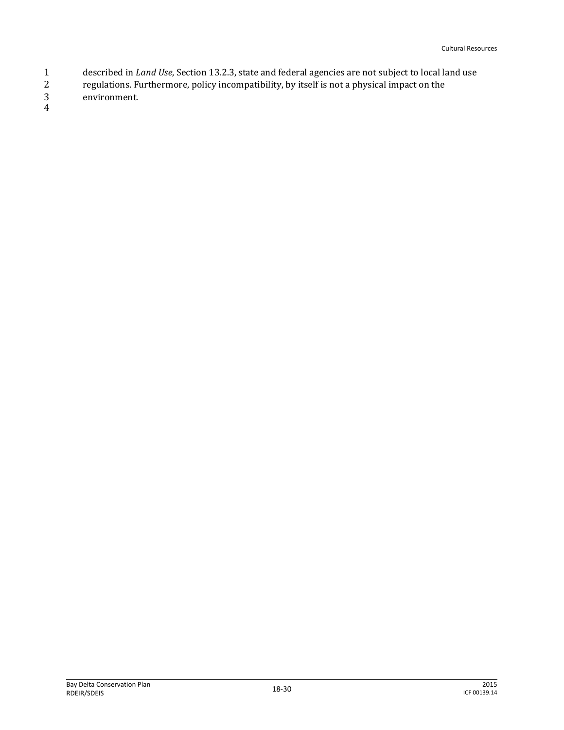described in *Land Use*, Section 13.2.3, state and federal agencies are not subject to local land use regulations. Furthermore, policy incompatibility, by itself is not a physical impact on the environment.